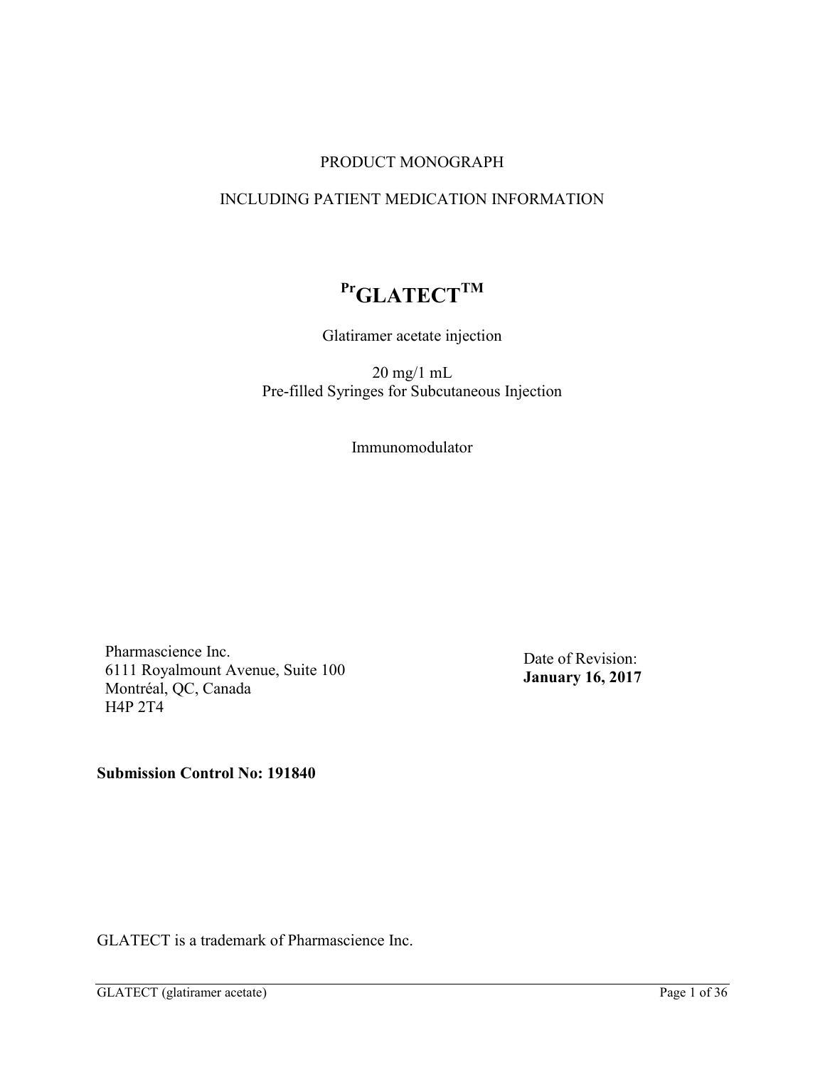PRODUCT MONOGRAPH

INCLUDING PATIENT MEDICATION INFORMATION

# PrGLATECTTM

Glatiramer acetate injection

20 mg/1 mL
Pre-filled Syringes for Subcutaneous Injection

Immunomodulator

Pharmascience Inc.
6111 Royalmount Avenue, Suite 100
Montréal, QC, Canada
H4P 2T4

Date of Revision:
**January 16, 2017**

**Submission Control No: 191840**

GLATECT is a trademark of Pharmascience Inc.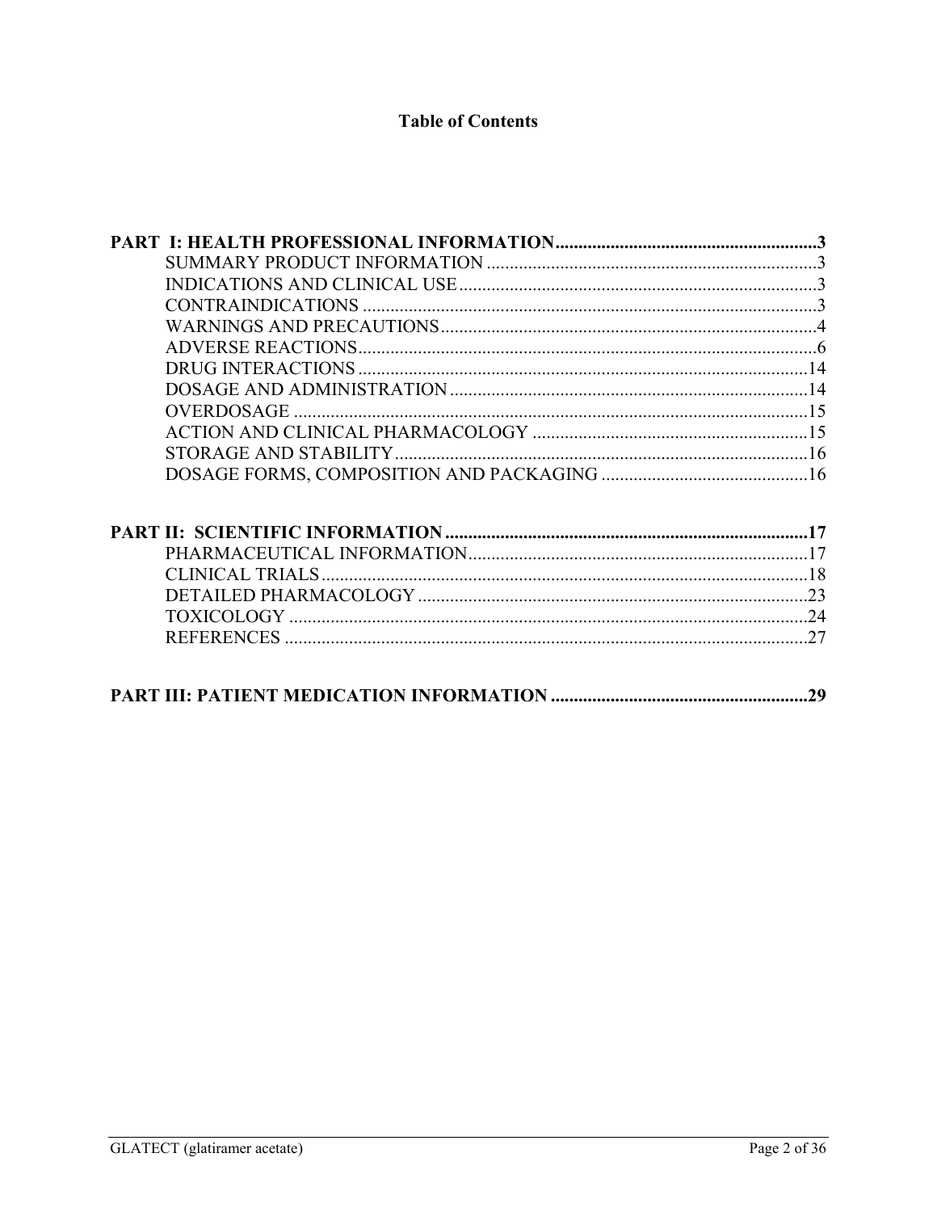# Table of Contents

**PART I: HEALTH PROFESSIONAL INFORMATION** ......................................................... **3**
- SUMMARY PRODUCT INFORMATION ........................................................................ 3
- INDICATIONS AND CLINICAL USE .............................................................................. 3
- CONTRAINDICATIONS .................................................................................................. 3
- WARNINGS AND PRECAUTIONS .................................................................................. 4
- ADVERSE REACTIONS .................................................................................................... 6
- DRUG INTERACTIONS ................................................................................................... 14
- DOSAGE AND ADMINISTRATION ............................................................................... 14
- OVERDOSAGE ................................................................................................................. 15
- ACTION AND CLINICAL PHARMACOLOGY ............................................................. 15
- STORAGE AND STABILITY ........................................................................................... 16
- DOSAGE FORMS, COMPOSITION AND PACKAGING ............................................. 16

**PART II: SCIENTIFIC INFORMATION** ............................................................................... **17**
- PHARMACEUTICAL INFORMATION ........................................................................... 17
- CLINICAL TRIALS .......................................................................................................... 18
- DETAILED PHARMACOLOGY ...................................................................................... 23
- TOXICOLOGY .................................................................................................................. 24
- REFERENCES ................................................................................................................... 27

**PART III: PATIENT MEDICATION INFORMATION** ......................................................... **29**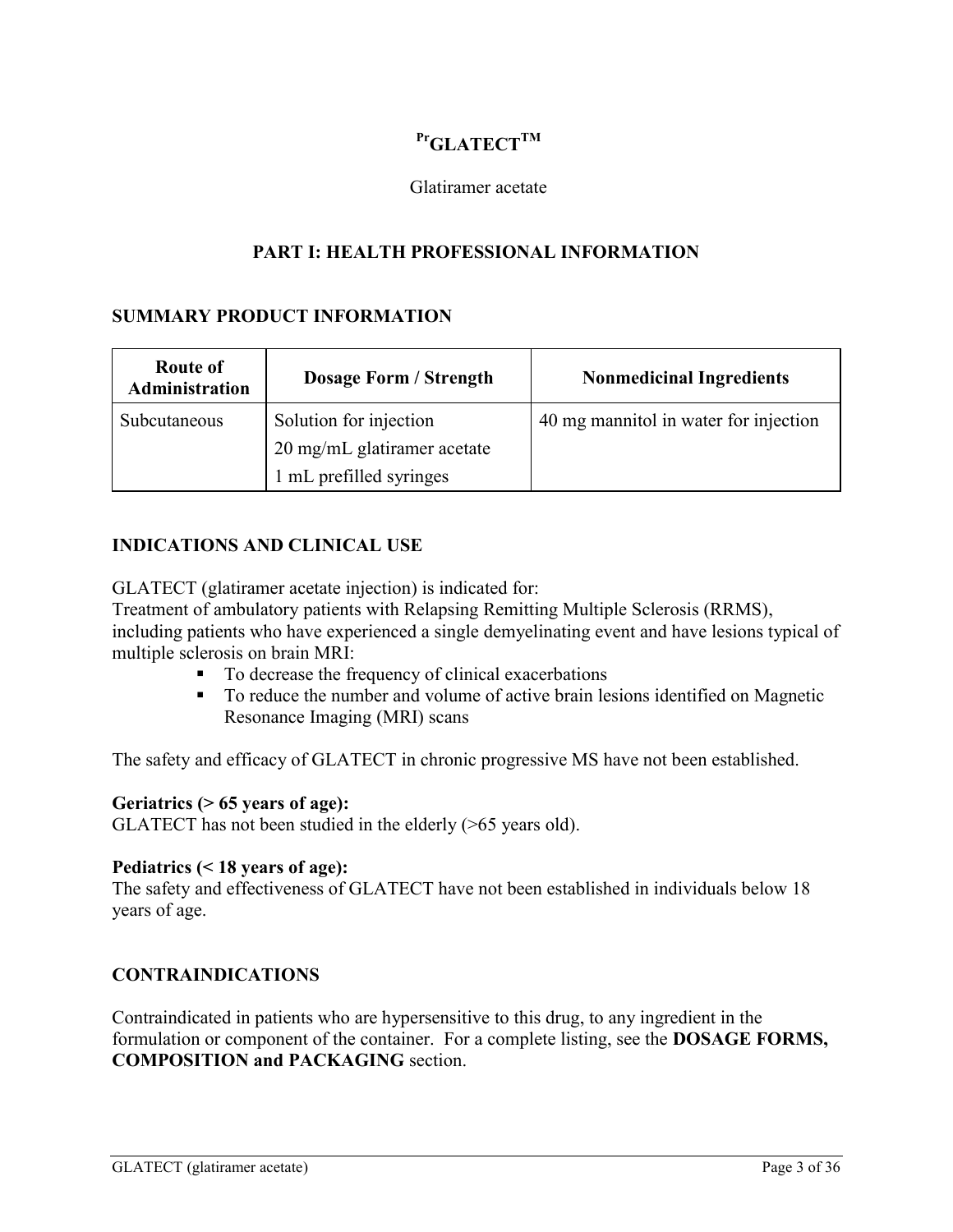# [Pr]GLATECT[TM]

Glatiramer acetate

## PART I: HEALTH PROFESSIONAL INFORMATION

### SUMMARY PRODUCT INFORMATION

| Route of Administration | Dosage Form / Strength | Nonmedicinal Ingredients |
|---|---|---|
| Subcutaneous | Solution for injection<br>20 mg/mL glatiramer acetate<br>1 mL prefilled syringes | 40 mg mannitol in water for injection |

### INDICATIONS AND CLINICAL USE

GLATECT (glatiramer acetate injection) is indicated for:
Treatment of ambulatory patients with Relapsing Remitting Multiple Sclerosis (RRMS), including patients who have experienced a single demyelinating event and have lesions typical of multiple sclerosis on brain MRI:

- To decrease the frequency of clinical exacerbations
- To reduce the number and volume of active brain lesions identified on Magnetic Resonance Imaging (MRI) scans

The safety and efficacy of GLATECT in chronic progressive MS have not been established.

**Geriatrics (> 65 years of age):**
GLATECT has not been studied in the elderly (>65 years old).

**Pediatrics (< 18 years of age):**
The safety and effectiveness of GLATECT have not been established in individuals below 18 years of age.

### CONTRAINDICATIONS

Contraindicated in patients who are hypersensitive to this drug, to any ingredient in the formulation or component of the container. For a complete listing, see the **DOSAGE FORMS, COMPOSITION and PACKAGING** section.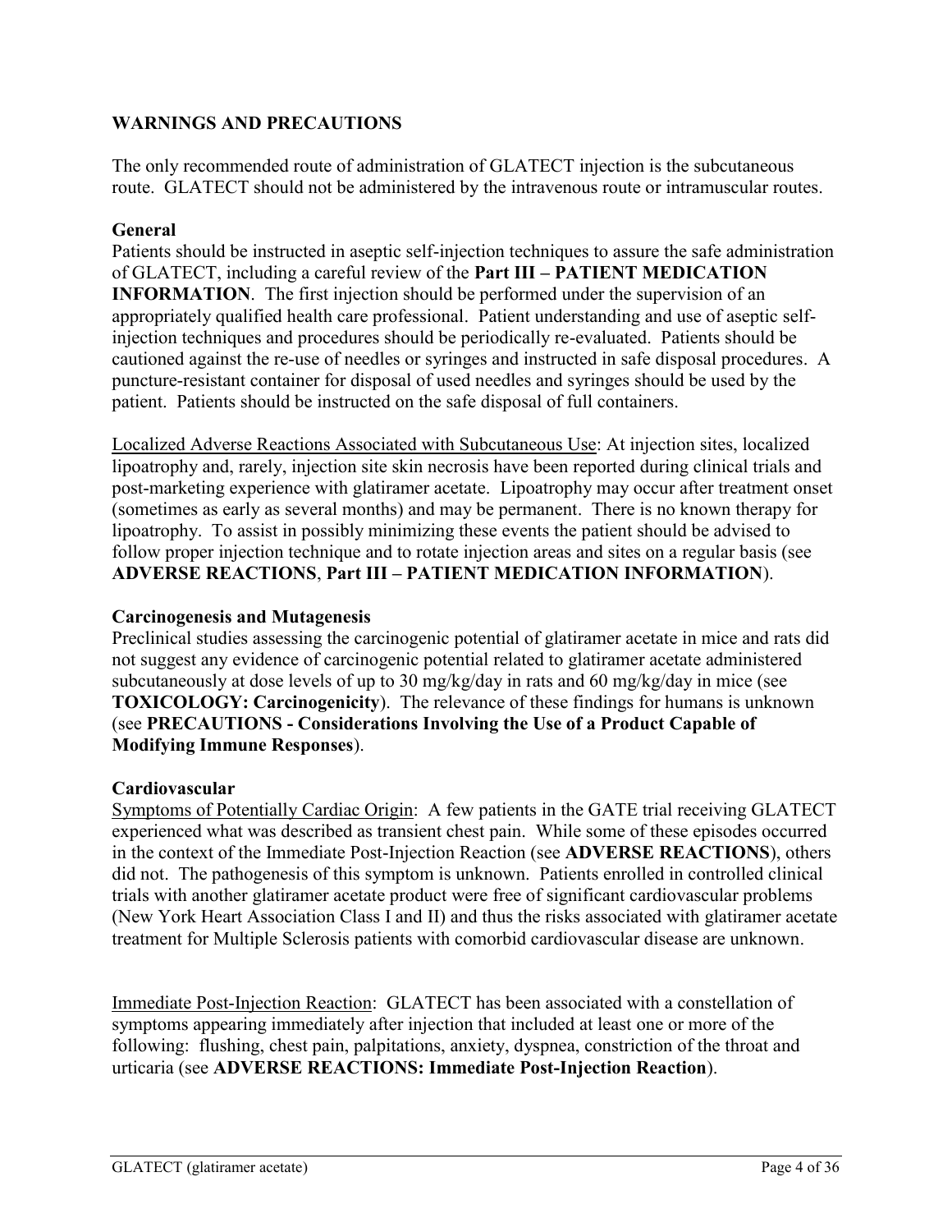## WARNINGS AND PRECAUTIONS

The only recommended route of administration of GLATECT injection is the subcutaneous route. GLATECT should not be administered by the intravenous route or intramuscular routes.

### General

Patients should be instructed in aseptic self-injection techniques to assure the safe administration of GLATECT, including a careful review of the **Part III – PATIENT MEDICATION INFORMATION**. The first injection should be performed under the supervision of an appropriately qualified health care professional. Patient understanding and use of aseptic self-injection techniques and procedures should be periodically re-evaluated. Patients should be cautioned against the re-use of needles or syringes and instructed in safe disposal procedures. A puncture-resistant container for disposal of used needles and syringes should be used by the patient. Patients should be instructed on the safe disposal of full containers.

<u>Localized Adverse Reactions Associated with Subcutaneous Use</u>: At injection sites, localized lipoatrophy and, rarely, injection site skin necrosis have been reported during clinical trials and post-marketing experience with glatiramer acetate. Lipoatrophy may occur after treatment onset (sometimes as early as several months) and may be permanent. There is no known therapy for lipoatrophy. To assist in possibly minimizing these events the patient should be advised to follow proper injection technique and to rotate injection areas and sites on a regular basis (see **ADVERSE REACTIONS**, **Part III – PATIENT MEDICATION INFORMATION**).

### Carcinogenesis and Mutagenesis

Preclinical studies assessing the carcinogenic potential of glatiramer acetate in mice and rats did not suggest any evidence of carcinogenic potential related to glatiramer acetate administered subcutaneously at dose levels of up to 30 mg/kg/day in rats and 60 mg/kg/day in mice (see **TOXICOLOGY: Carcinogenicity**). The relevance of these findings for humans is unknown (see **PRECAUTIONS - Considerations Involving the Use of a Product Capable of Modifying Immune Responses**).

### Cardiovascular

<u>Symptoms of Potentially Cardiac Origin</u>: A few patients in the GATE trial receiving GLATECT experienced what was described as transient chest pain. While some of these episodes occurred in the context of the Immediate Post-Injection Reaction (see **ADVERSE REACTIONS**), others did not. The pathogenesis of this symptom is unknown. Patients enrolled in controlled clinical trials with another glatiramer acetate product were free of significant cardiovascular problems (New York Heart Association Class I and II) and thus the risks associated with glatiramer acetate treatment for Multiple Sclerosis patients with comorbid cardiovascular disease are unknown.

<u>Immediate Post-Injection Reaction</u>: GLATECT has been associated with a constellation of symptoms appearing immediately after injection that included at least one or more of the following: flushing, chest pain, palpitations, anxiety, dyspnea, constriction of the throat and urticaria (see **ADVERSE REACTIONS: Immediate Post-Injection Reaction**).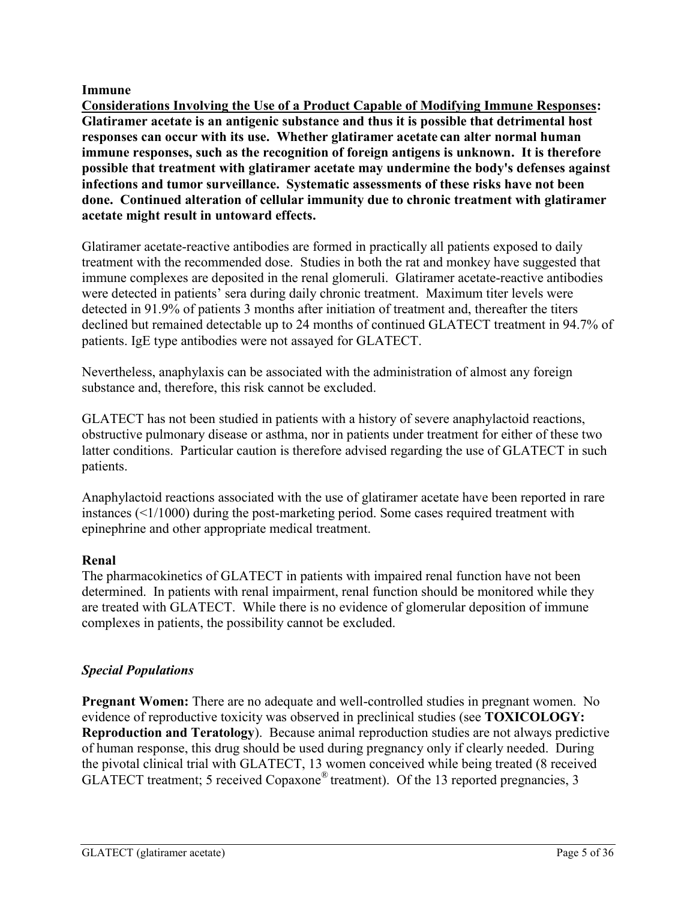**Immune**

**Considerations Involving the Use of a Product Capable of Modifying Immune Responses: Glatiramer acetate is an antigenic substance and thus it is possible that detrimental host responses can occur with its use. Whether glatiramer acetate can alter normal human immune responses, such as the recognition of foreign antigens is unknown. It is therefore possible that treatment with glatiramer acetate may undermine the body's defenses against infections and tumor surveillance. Systematic assessments of these risks have not been done. Continued alteration of cellular immunity due to chronic treatment with glatiramer acetate might result in untoward effects.**

Glatiramer acetate-reactive antibodies are formed in practically all patients exposed to daily treatment with the recommended dose. Studies in both the rat and monkey have suggested that immune complexes are deposited in the renal glomeruli. Glatiramer acetate-reactive antibodies were detected in patients' sera during daily chronic treatment. Maximum titer levels were detected in 91.9% of patients 3 months after initiation of treatment and, thereafter the titers declined but remained detectable up to 24 months of continued GLATECT treatment in 94.7% of patients. IgE type antibodies were not assayed for GLATECT.

Nevertheless, anaphylaxis can be associated with the administration of almost any foreign substance and, therefore, this risk cannot be excluded.

GLATECT has not been studied in patients with a history of severe anaphylactoid reactions, obstructive pulmonary disease or asthma, nor in patients under treatment for either of these two latter conditions. Particular caution is therefore advised regarding the use of GLATECT in such patients.

Anaphylactoid reactions associated with the use of glatiramer acetate have been reported in rare instances (<1/1000) during the post-marketing period. Some cases required treatment with epinephrine and other appropriate medical treatment.

**Renal**

The pharmacokinetics of GLATECT in patients with impaired renal function have not been determined. In patients with renal impairment, renal function should be monitored while they are treated with GLATECT. While there is no evidence of glomerular deposition of immune complexes in patients, the possibility cannot be excluded.

***Special Populations***

**Pregnant Women:** There are no adequate and well-controlled studies in pregnant women. No evidence of reproductive toxicity was observed in preclinical studies (see **TOXICOLOGY: Reproduction and Teratology**). Because animal reproduction studies are not always predictive of human response, this drug should be used during pregnancy only if clearly needed. During the pivotal clinical trial with GLATECT, 13 women conceived while being treated (8 received GLATECT treatment; 5 received Copaxone® treatment). Of the 13 reported pregnancies, 3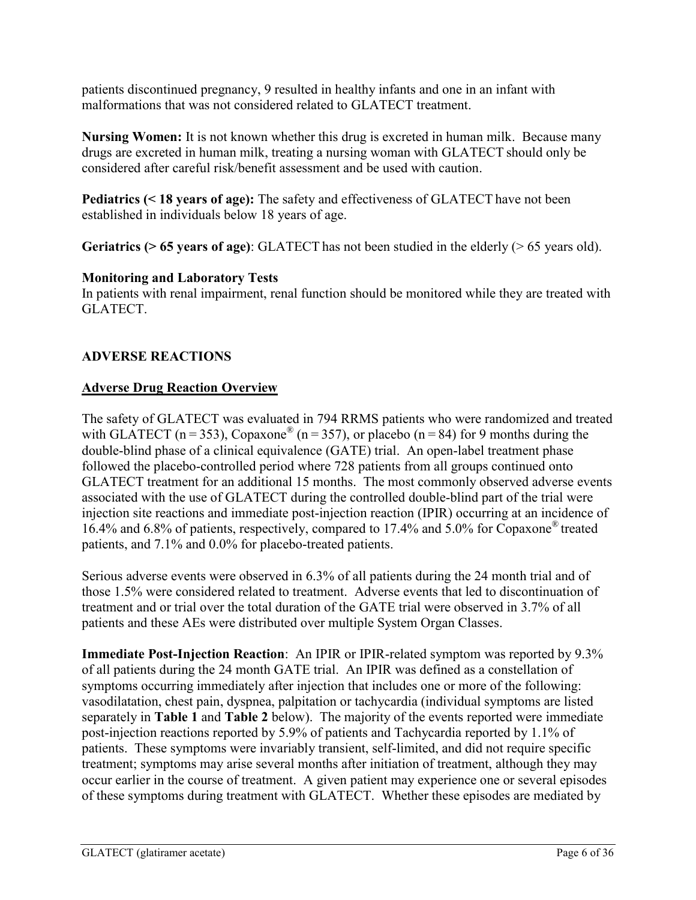patients discontinued pregnancy, 9 resulted in healthy infants and one in an infant with malformations that was not considered related to GLATECT treatment.

**Nursing Women:** It is not known whether this drug is excreted in human milk. Because many drugs are excreted in human milk, treating a nursing woman with GLATECT should only be considered after careful risk/benefit assessment and be used with caution.

**Pediatrics (< 18 years of age):** The safety and effectiveness of GLATECT have not been established in individuals below 18 years of age.

**Geriatrics (> 65 years of age)**: GLATECT has not been studied in the elderly (> 65 years old).

**Monitoring and Laboratory Tests**

In patients with renal impairment, renal function should be monitored while they are treated with GLATECT.

## ADVERSE REACTIONS

### Adverse Drug Reaction Overview

The safety of GLATECT was evaluated in 794 RRMS patients who were randomized and treated with GLATECT (n = 353), Copaxone® (n = 357), or placebo (n = 84) for 9 months during the double-blind phase of a clinical equivalence (GATE) trial. An open-label treatment phase followed the placebo-controlled period where 728 patients from all groups continued onto GLATECT treatment for an additional 15 months. The most commonly observed adverse events associated with the use of GLATECT during the controlled double-blind part of the trial were injection site reactions and immediate post-injection reaction (IPIR) occurring at an incidence of 16.4% and 6.8% of patients, respectively, compared to 17.4% and 5.0% for Copaxone® treated patients, and 7.1% and 0.0% for placebo-treated patients.

Serious adverse events were observed in 6.3% of all patients during the 24 month trial and of those 1.5% were considered related to treatment. Adverse events that led to discontinuation of treatment and or trial over the total duration of the GATE trial were observed in 3.7% of all patients and these AEs were distributed over multiple System Organ Classes.

**Immediate Post-Injection Reaction**: An IPIR or IPIR-related symptom was reported by 9.3% of all patients during the 24 month GATE trial. An IPIR was defined as a constellation of symptoms occurring immediately after injection that includes one or more of the following: vasodilatation, chest pain, dyspnea, palpitation or tachycardia (individual symptoms are listed separately in **Table 1** and **Table 2** below). The majority of the events reported were immediate post-injection reactions reported by 5.9% of patients and Tachycardia reported by 1.1% of patients. These symptoms were invariably transient, self-limited, and did not require specific treatment; symptoms may arise several months after initiation of treatment, although they may occur earlier in the course of treatment. A given patient may experience one or several episodes of these symptoms during treatment with GLATECT. Whether these episodes are mediated by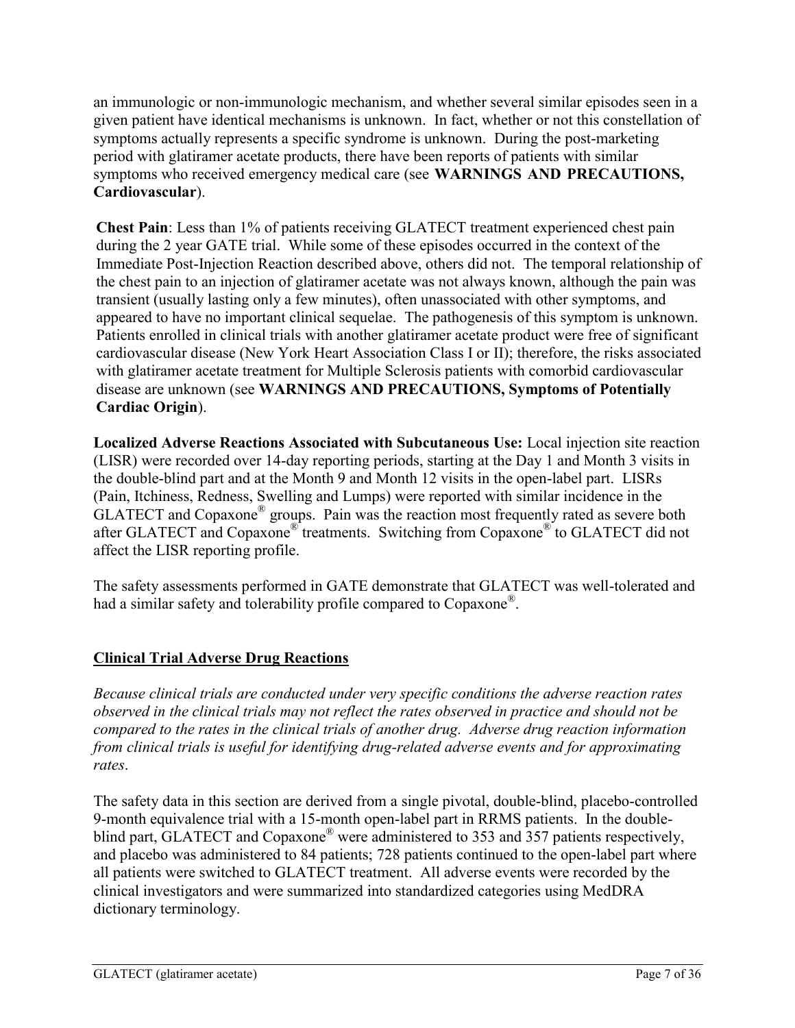an immunologic or non-immunologic mechanism, and whether several similar episodes seen in a given patient have identical mechanisms is unknown. In fact, whether or not this constellation of symptoms actually represents a specific syndrome is unknown. During the post-marketing period with glatiramer acetate products, there have been reports of patients with similar symptoms who received emergency medical care (see **WARNINGS AND PRECAUTIONS, Cardiovascular**).

**Chest Pain**: Less than 1% of patients receiving GLATECT treatment experienced chest pain during the 2 year GATE trial. While some of these episodes occurred in the context of the Immediate Post-Injection Reaction described above, others did not. The temporal relationship of the chest pain to an injection of glatiramer acetate was not always known, although the pain was transient (usually lasting only a few minutes), often unassociated with other symptoms, and appeared to have no important clinical sequelae. The pathogenesis of this symptom is unknown. Patients enrolled in clinical trials with another glatiramer acetate product were free of significant cardiovascular disease (New York Heart Association Class I or II); therefore, the risks associated with glatiramer acetate treatment for Multiple Sclerosis patients with comorbid cardiovascular disease are unknown (see **WARNINGS AND PRECAUTIONS, Symptoms of Potentially Cardiac Origin**).

**Localized Adverse Reactions Associated with Subcutaneous Use:** Local injection site reaction (LISR) were recorded over 14-day reporting periods, starting at the Day 1 and Month 3 visits in the double-blind part and at the Month 9 and Month 12 visits in the open-label part. LISRs (Pain, Itchiness, Redness, Swelling and Lumps) were reported with similar incidence in the GLATECT and Copaxone® groups. Pain was the reaction most frequently rated as severe both after GLATECT and Copaxone® treatments. Switching from Copaxone® to GLATECT did not affect the LISR reporting profile.

The safety assessments performed in GATE demonstrate that GLATECT was well-tolerated and had a similar safety and tolerability profile compared to Copaxone®.

## Clinical Trial Adverse Drug Reactions

*Because clinical trials are conducted under very specific conditions the adverse reaction rates observed in the clinical trials may not reflect the rates observed in practice and should not be compared to the rates in the clinical trials of another drug. Adverse drug reaction information from clinical trials is useful for identifying drug-related adverse events and for approximating rates*.

The safety data in this section are derived from a single pivotal, double-blind, placebo-controlled 9-month equivalence trial with a 15-month open-label part in RRMS patients. In the double-blind part, GLATECT and Copaxone® were administered to 353 and 357 patients respectively, and placebo was administered to 84 patients; 728 patients continued to the open-label part where all patients were switched to GLATECT treatment. All adverse events were recorded by the clinical investigators and were summarized into standardized categories using MedDRA dictionary terminology.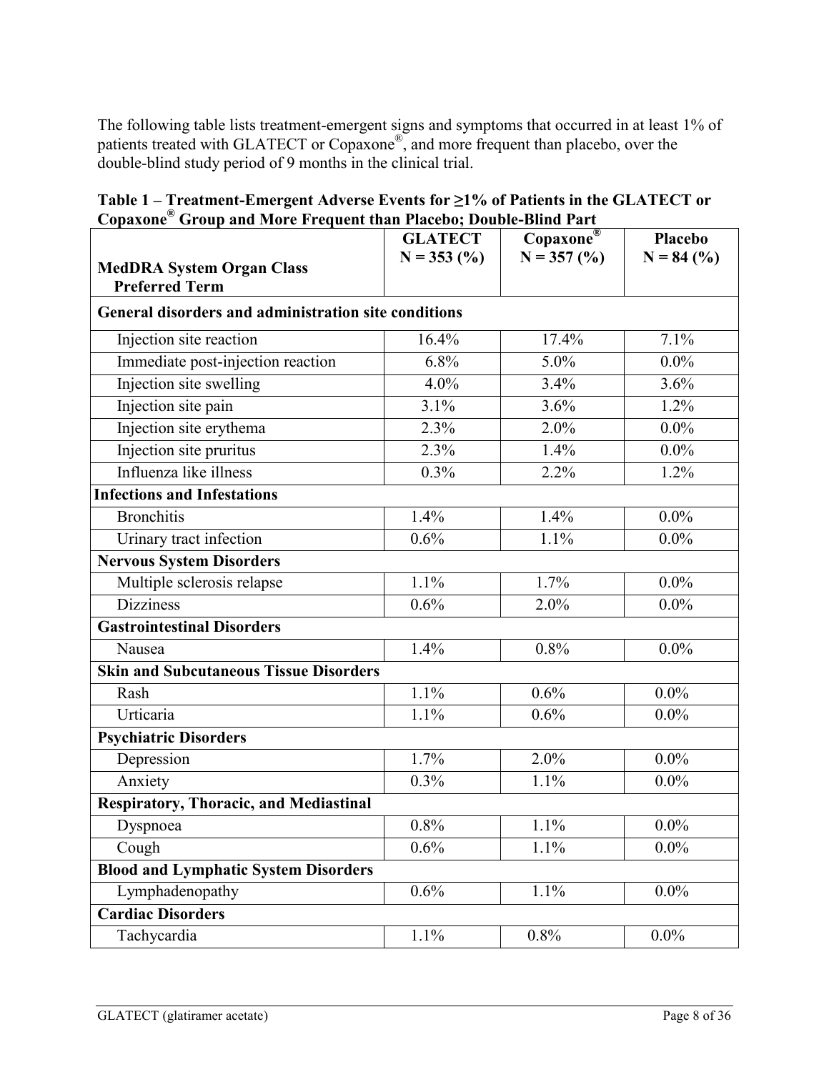The following table lists treatment-emergent signs and symptoms that occurred in at least 1% of patients treated with GLATECT or Copaxone®, and more frequent than placebo, over the double-blind study period of 9 months in the clinical trial.

**Table 1 – Treatment-Emergent Adverse Events for ≥1% of Patients in the GLATECT or Copaxone® Group and More Frequent than Placebo; Double-Blind Part**

| MedDRA System Organ Class<br>Preferred Term | GLATECT<br>N = 353 (%) | Copaxone®<br>N = 357 (%) | Placebo<br>N = 84 (%) |
|---|---|---|---|
| **General disorders and administration site conditions** | | | |
| Injection site reaction | 16.4% | 17.4% | 7.1% |
| Immediate post-injection reaction | 6.8% | 5.0% | 0.0% |
| Injection site swelling | 4.0% | 3.4% | 3.6% |
| Injection site pain | 3.1% | 3.6% | 1.2% |
| Injection site erythema | 2.3% | 2.0% | 0.0% |
| Injection site pruritus | 2.3% | 1.4% | 0.0% |
| Influenza like illness | 0.3% | 2.2% | 1.2% |
| **Infections and Infestations** | | | |
| Bronchitis | 1.4% | 1.4% | 0.0% |
| Urinary tract infection | 0.6% | 1.1% | 0.0% |
| **Nervous System Disorders** | | | |
| Multiple sclerosis relapse | 1.1% | 1.7% | 0.0% |
| Dizziness | 0.6% | 2.0% | 0.0% |
| **Gastrointestinal Disorders** | | | |
| Nausea | 1.4% | 0.8% | 0.0% |
| **Skin and Subcutaneous Tissue Disorders** | | | |
| Rash | 1.1% | 0.6% | 0.0% |
| Urticaria | 1.1% | 0.6% | 0.0% |
| **Psychiatric Disorders** | | | |
| Depression | 1.7% | 2.0% | 0.0% |
| Anxiety | 0.3% | 1.1% | 0.0% |
| **Respiratory, Thoracic, and Mediastinal** | | | |
| Dyspnoea | 0.8% | 1.1% | 0.0% |
| Cough | 0.6% | 1.1% | 0.0% |
| **Blood and Lymphatic System Disorders** | | | |
| Lymphadenopathy | 0.6% | 1.1% | 0.0% |
| **Cardiac Disorders** | | | |
| Tachycardia | 1.1% | 0.8% | 0.0% |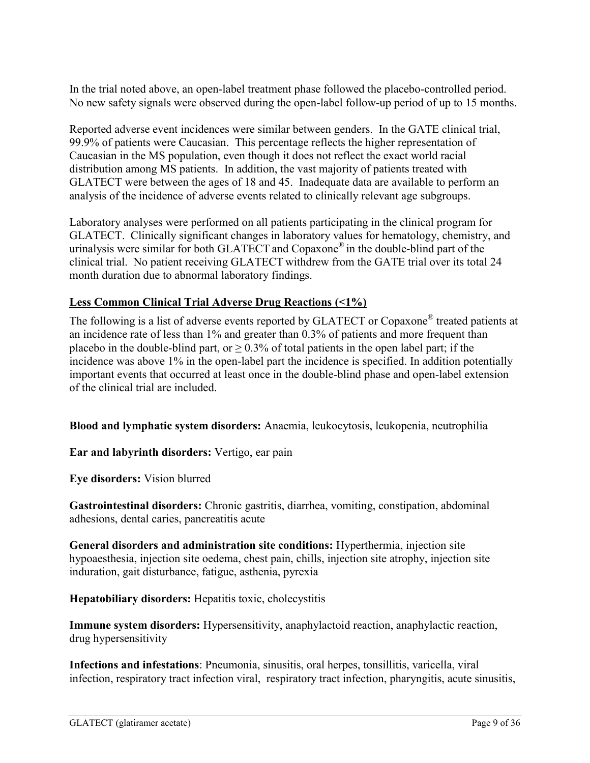In the trial noted above, an open-label treatment phase followed the placebo-controlled period. No new safety signals were observed during the open-label follow-up period of up to 15 months.

Reported adverse event incidences were similar between genders. In the GATE clinical trial, 99.9% of patients were Caucasian. This percentage reflects the higher representation of Caucasian in the MS population, even though it does not reflect the exact world racial distribution among MS patients. In addition, the vast majority of patients treated with GLATECT were between the ages of 18 and 45. Inadequate data are available to perform an analysis of the incidence of adverse events related to clinically relevant age subgroups.

Laboratory analyses were performed on all patients participating in the clinical program for GLATECT. Clinically significant changes in laboratory values for hematology, chemistry, and urinalysis were similar for both GLATECT and Copaxone® in the double-blind part of the clinical trial. No patient receiving GLATECT withdrew from the GATE trial over its total 24 month duration due to abnormal laboratory findings.

**Less Common Clinical Trial Adverse Drug Reactions (<1%)**

The following is a list of adverse events reported by GLATECT or Copaxone® treated patients at an incidence rate of less than 1% and greater than 0.3% of patients and more frequent than placebo in the double-blind part, or ≥ 0.3% of total patients in the open label part; if the incidence was above 1% in the open-label part the incidence is specified. In addition potentially important events that occurred at least once in the double-blind phase and open-label extension of the clinical trial are included.

**Blood and lymphatic system disorders:** Anaemia, leukocytosis, leukopenia, neutrophilia

**Ear and labyrinth disorders:** Vertigo, ear pain

**Eye disorders:** Vision blurred

**Gastrointestinal disorders:** Chronic gastritis, diarrhea, vomiting, constipation, abdominal adhesions, dental caries, pancreatitis acute

**General disorders and administration site conditions:** Hyperthermia, injection site hypoaesthesia, injection site oedema, chest pain, chills, injection site atrophy, injection site induration, gait disturbance, fatigue, asthenia, pyrexia

**Hepatobiliary disorders:** Hepatitis toxic, cholecystitis

**Immune system disorders:** Hypersensitivity, anaphylactoid reaction, anaphylactic reaction, drug hypersensitivity

**Infections and infestations**: Pneumonia, sinusitis, oral herpes, tonsillitis, varicella, viral infection, respiratory tract infection viral, respiratory tract infection, pharyngitis, acute sinusitis,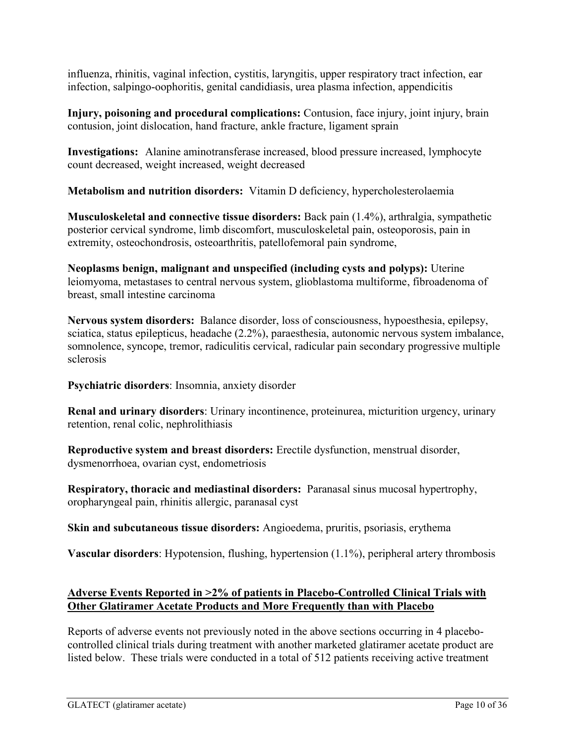influenza, rhinitis, vaginal infection, cystitis, laryngitis, upper respiratory tract infection, ear infection, salpingo-oophoritis, genital candidiasis, urea plasma infection, appendicitis

**Injury, poisoning and procedural complications:** Contusion, face injury, joint injury, brain contusion, joint dislocation, hand fracture, ankle fracture, ligament sprain

**Investigations:** Alanine aminotransferase increased, blood pressure increased, lymphocyte count decreased, weight increased, weight decreased

**Metabolism and nutrition disorders:** Vitamin D deficiency, hypercholesterolaemia

**Musculoskeletal and connective tissue disorders:** Back pain (1.4%), arthralgia, sympathetic posterior cervical syndrome, limb discomfort, musculoskeletal pain, osteoporosis, pain in extremity, osteochondrosis, osteoarthritis, patellofemoral pain syndrome,

**Neoplasms benign, malignant and unspecified (including cysts and polyps):** Uterine leiomyoma, metastases to central nervous system, glioblastoma multiforme, fibroadenoma of breast, small intestine carcinoma

**Nervous system disorders:** Balance disorder, loss of consciousness, hypoesthesia, epilepsy, sciatica, status epilepticus, headache (2.2%), paraesthesia, autonomic nervous system imbalance, somnolence, syncope, tremor, radiculitis cervical, radicular pain secondary progressive multiple sclerosis

**Psychiatric disorders**: Insomnia, anxiety disorder

**Renal and urinary disorders**: Urinary incontinence, proteinurea, micturition urgency, urinary retention, renal colic, nephrolithiasis

**Reproductive system and breast disorders:** Erectile dysfunction, menstrual disorder, dysmenorrhoea, ovarian cyst, endometriosis

**Respiratory, thoracic and mediastinal disorders:** Paranasal sinus mucosal hypertrophy, oropharyngeal pain, rhinitis allergic, paranasal cyst

**Skin and subcutaneous tissue disorders:** Angioedema, pruritis, psoriasis, erythema

**Vascular disorders**: Hypotension, flushing, hypertension (1.1%), peripheral artery thrombosis

**Adverse Events Reported in >2% of patients in Placebo-Controlled Clinical Trials with Other Glatiramer Acetate Products and More Frequently than with Placebo**

Reports of adverse events not previously noted in the above sections occurring in 4 placebo-controlled clinical trials during treatment with another marketed glatiramer acetate product are listed below. These trials were conducted in a total of 512 patients receiving active treatment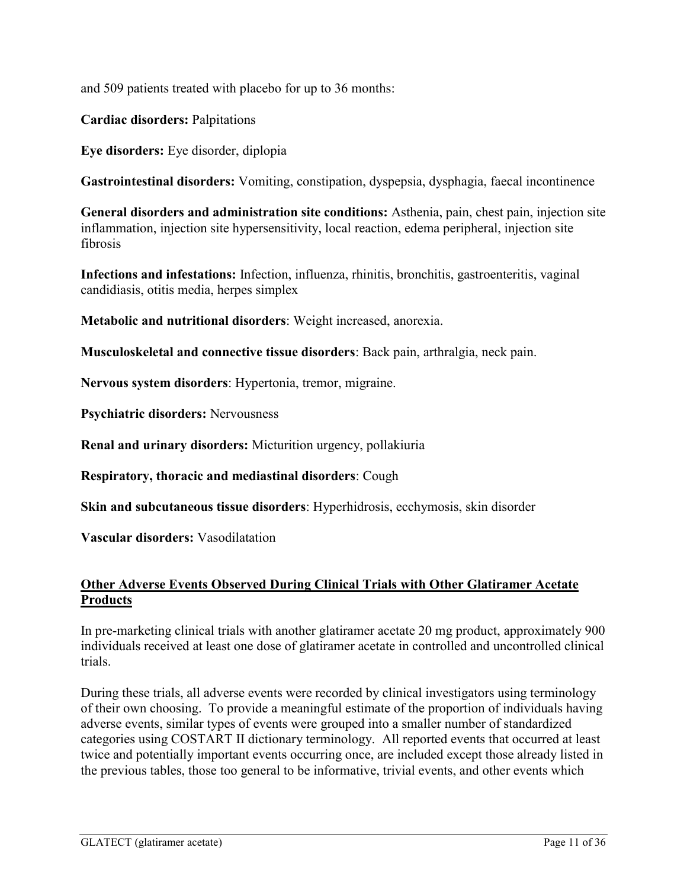and 509 patients treated with placebo for up to 36 months:

**Cardiac disorders:** Palpitations

**Eye disorders:** Eye disorder, diplopia

**Gastrointestinal disorders:** Vomiting, constipation, dyspepsia, dysphagia, faecal incontinence

**General disorders and administration site conditions:** Asthenia, pain, chest pain, injection site inflammation, injection site hypersensitivity, local reaction, edema peripheral, injection site fibrosis

**Infections and infestations:** Infection, influenza, rhinitis, bronchitis, gastroenteritis, vaginal candidiasis, otitis media, herpes simplex

**Metabolic and nutritional disorders**: Weight increased, anorexia.

**Musculoskeletal and connective tissue disorders**: Back pain, arthralgia, neck pain.

**Nervous system disorders**: Hypertonia, tremor, migraine.

**Psychiatric disorders:** Nervousness

**Renal and urinary disorders:** Micturition urgency, pollakiuria

**Respiratory, thoracic and mediastinal disorders**: Cough

**Skin and subcutaneous tissue disorders**: Hyperhidrosis, ecchymosis, skin disorder

**Vascular disorders:** Vasodilatation

## Other Adverse Events Observed During Clinical Trials with Other Glatiramer Acetate Products

In pre-marketing clinical trials with another glatiramer acetate 20 mg product, approximately 900 individuals received at least one dose of glatiramer acetate in controlled and uncontrolled clinical trials.

During these trials, all adverse events were recorded by clinical investigators using terminology of their own choosing. To provide a meaningful estimate of the proportion of individuals having adverse events, similar types of events were grouped into a smaller number of standardized categories using COSTART II dictionary terminology. All reported events that occurred at least twice and potentially important events occurring once, are included except those already listed in the previous tables, those too general to be informative, trivial events, and other events which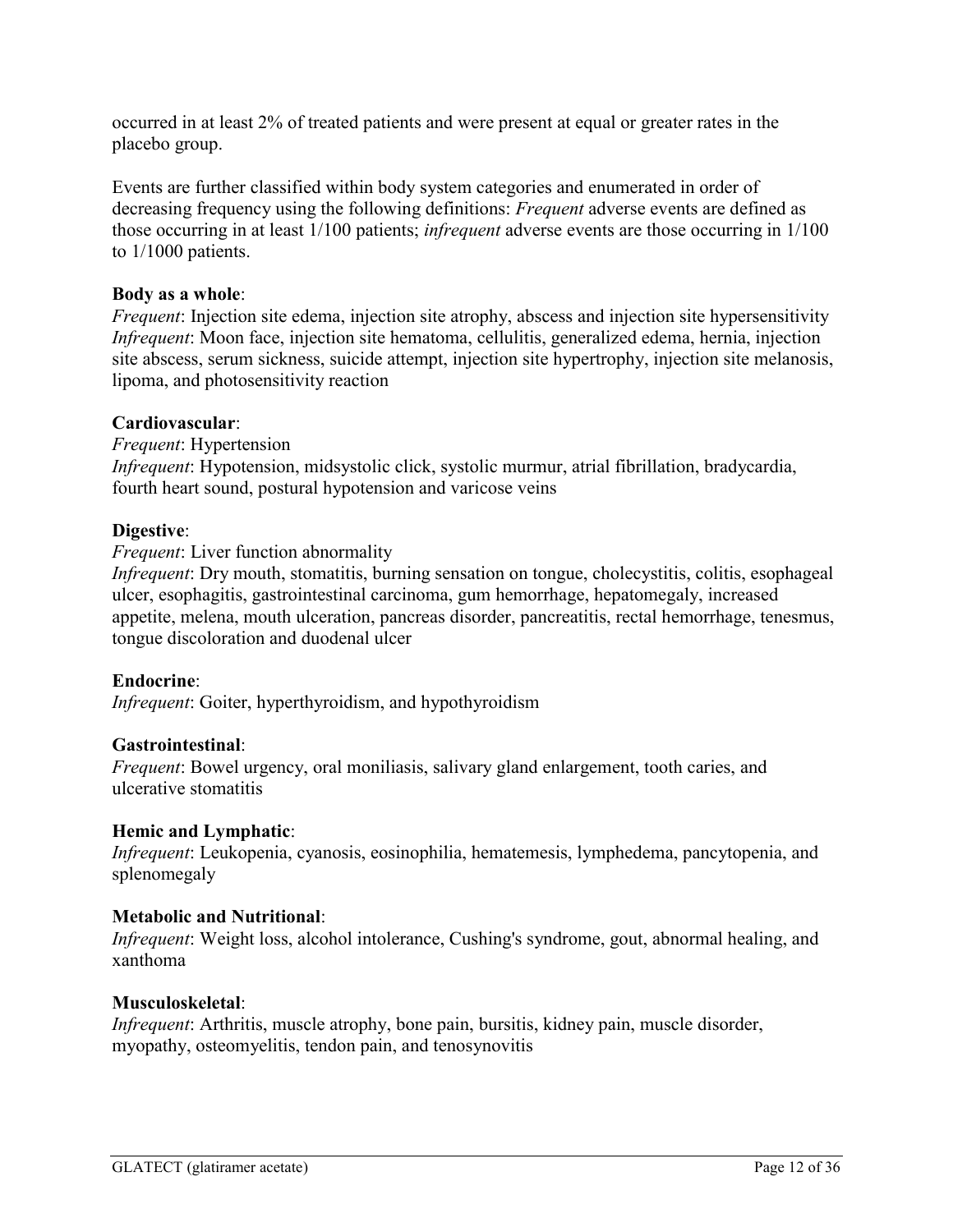occurred in at least 2% of treated patients and were present at equal or greater rates in the placebo group.

Events are further classified within body system categories and enumerated in order of decreasing frequency using the following definitions: *Frequent* adverse events are defined as those occurring in at least 1/100 patients; *infrequent* adverse events are those occurring in 1/100 to 1/1000 patients.

**Body as a whole**:
*Frequent*: Injection site edema, injection site atrophy, abscess and injection site hypersensitivity
*Infrequent*: Moon face, injection site hematoma, cellulitis, generalized edema, hernia, injection site abscess, serum sickness, suicide attempt, injection site hypertrophy, injection site melanosis, lipoma, and photosensitivity reaction

**Cardiovascular**:
*Frequent*: Hypertension
*Infrequent*: Hypotension, midsystolic click, systolic murmur, atrial fibrillation, bradycardia, fourth heart sound, postural hypotension and varicose veins

**Digestive**:
*Frequent*: Liver function abnormality
*Infrequent*: Dry mouth, stomatitis, burning sensation on tongue, cholecystitis, colitis, esophageal ulcer, esophagitis, gastrointestinal carcinoma, gum hemorrhage, hepatomegaly, increased appetite, melena, mouth ulceration, pancreas disorder, pancreatitis, rectal hemorrhage, tenesmus, tongue discoloration and duodenal ulcer

**Endocrine**:
*Infrequent*: Goiter, hyperthyroidism, and hypothyroidism

**Gastrointestinal**:
*Frequent*: Bowel urgency, oral moniliasis, salivary gland enlargement, tooth caries, and ulcerative stomatitis

**Hemic and Lymphatic**:
*Infrequent*: Leukopenia, cyanosis, eosinophilia, hematemesis, lymphedema, pancytopenia, and splenomegaly

**Metabolic and Nutritional**:
*Infrequent*: Weight loss, alcohol intolerance, Cushing's syndrome, gout, abnormal healing, and xanthoma

**Musculoskeletal**:
*Infrequent*: Arthritis, muscle atrophy, bone pain, bursitis, kidney pain, muscle disorder, myopathy, osteomyelitis, tendon pain, and tenosynovitis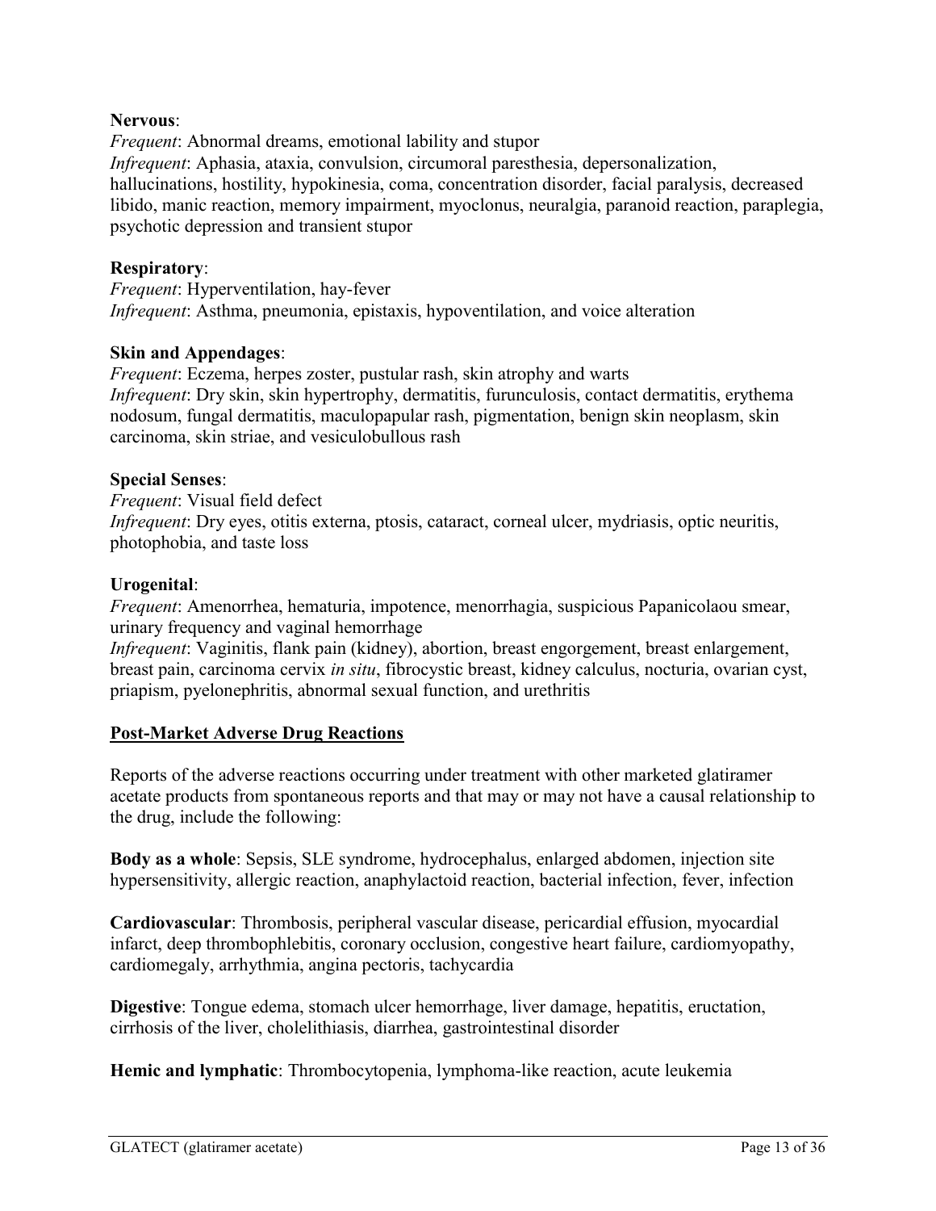**Nervous**:

*Frequent*: Abnormal dreams, emotional lability and stupor

*Infrequent*: Aphasia, ataxia, convulsion, circumoral paresthesia, depersonalization, hallucinations, hostility, hypokinesia, coma, concentration disorder, facial paralysis, decreased libido, manic reaction, memory impairment, myoclonus, neuralgia, paranoid reaction, paraplegia, psychotic depression and transient stupor

**Respiratory**:

*Frequent*: Hyperventilation, hay-fever

*Infrequent*: Asthma, pneumonia, epistaxis, hypoventilation, and voice alteration

**Skin and Appendages**:

*Frequent*: Eczema, herpes zoster, pustular rash, skin atrophy and warts

*Infrequent*: Dry skin, skin hypertrophy, dermatitis, furunculosis, contact dermatitis, erythema nodosum, fungal dermatitis, maculopapular rash, pigmentation, benign skin neoplasm, skin carcinoma, skin striae, and vesiculobullous rash

**Special Senses**:

*Frequent*: Visual field defect

*Infrequent*: Dry eyes, otitis externa, ptosis, cataract, corneal ulcer, mydriasis, optic neuritis, photophobia, and taste loss

**Urogenital**:

*Frequent*: Amenorrhea, hematuria, impotence, menorrhagia, suspicious Papanicolaou smear, urinary frequency and vaginal hemorrhage

*Infrequent*: Vaginitis, flank pain (kidney), abortion, breast engorgement, breast enlargement, breast pain, carcinoma cervix *in situ*, fibrocystic breast, kidney calculus, nocturia, ovarian cyst, priapism, pyelonephritis, abnormal sexual function, and urethritis

## Post-Market Adverse Drug Reactions

Reports of the adverse reactions occurring under treatment with other marketed glatiramer acetate products from spontaneous reports and that may or may not have a causal relationship to the drug, include the following:

**Body as a whole**: Sepsis, SLE syndrome, hydrocephalus, enlarged abdomen, injection site hypersensitivity, allergic reaction, anaphylactoid reaction, bacterial infection, fever, infection

**Cardiovascular**: Thrombosis, peripheral vascular disease, pericardial effusion, myocardial infarct, deep thrombophlebitis, coronary occlusion, congestive heart failure, cardiomyopathy, cardiomegaly, arrhythmia, angina pectoris, tachycardia

**Digestive**: Tongue edema, stomach ulcer hemorrhage, liver damage, hepatitis, eructation, cirrhosis of the liver, cholelithiasis, diarrhea, gastrointestinal disorder

**Hemic and lymphatic**: Thrombocytopenia, lymphoma-like reaction, acute leukemia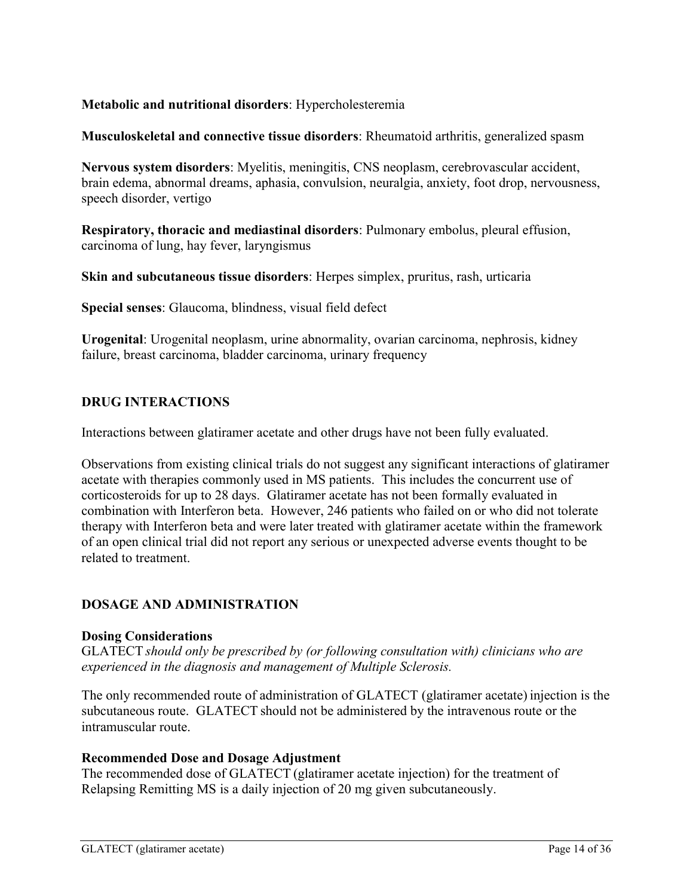**Metabolic and nutritional disorders**: Hypercholesteremia

**Musculoskeletal and connective tissue disorders**: Rheumatoid arthritis, generalized spasm

**Nervous system disorders**: Myelitis, meningitis, CNS neoplasm, cerebrovascular accident, brain edema, abnormal dreams, aphasia, convulsion, neuralgia, anxiety, foot drop, nervousness, speech disorder, vertigo

**Respiratory, thoracic and mediastinal disorders**: Pulmonary embolus, pleural effusion, carcinoma of lung, hay fever, laryngismus

**Skin and subcutaneous tissue disorders**: Herpes simplex, pruritus, rash, urticaria

**Special senses**: Glaucoma, blindness, visual field defect

**Urogenital**: Urogenital neoplasm, urine abnormality, ovarian carcinoma, nephrosis, kidney failure, breast carcinoma, bladder carcinoma, urinary frequency

## DRUG INTERACTIONS

Interactions between glatiramer acetate and other drugs have not been fully evaluated.

Observations from existing clinical trials do not suggest any significant interactions of glatiramer acetate with therapies commonly used in MS patients. This includes the concurrent use of corticosteroids for up to 28 days. Glatiramer acetate has not been formally evaluated in combination with Interferon beta. However, 246 patients who failed on or who did not tolerate therapy with Interferon beta and were later treated with glatiramer acetate within the framework of an open clinical trial did not report any serious or unexpected adverse events thought to be related to treatment.

## DOSAGE AND ADMINISTRATION

### Dosing Considerations

GLATECT *should only be prescribed by (or following consultation with) clinicians who are experienced in the diagnosis and management of Multiple Sclerosis.*

The only recommended route of administration of GLATECT (glatiramer acetate) injection is the subcutaneous route. GLATECT should not be administered by the intravenous route or the intramuscular route.

### Recommended Dose and Dosage Adjustment

The recommended dose of GLATECT (glatiramer acetate injection) for the treatment of Relapsing Remitting MS is a daily injection of 20 mg given subcutaneously.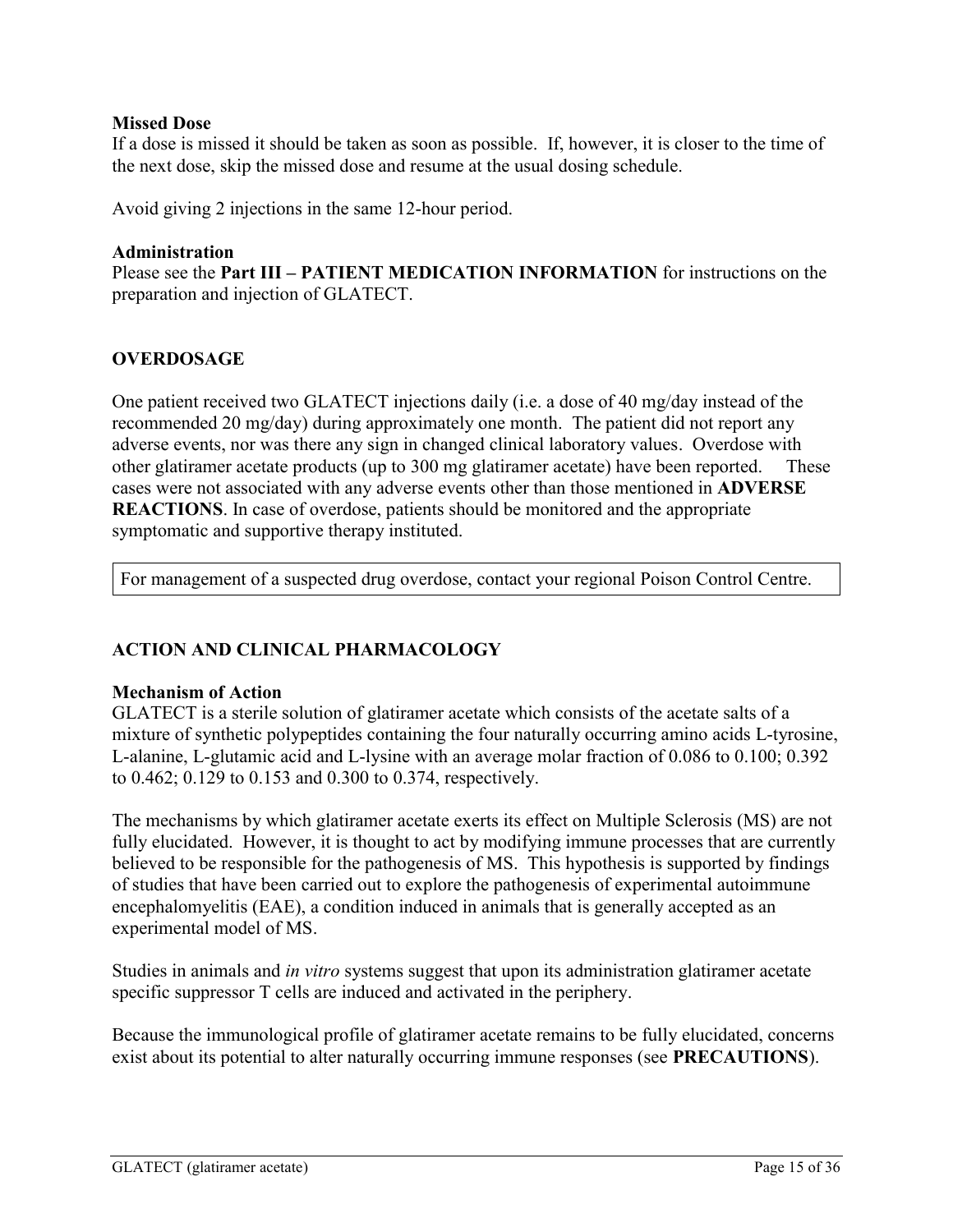**Missed Dose**
If a dose is missed it should be taken as soon as possible. If, however, it is closer to the time of the next dose, skip the missed dose and resume at the usual dosing schedule.

Avoid giving 2 injections in the same 12-hour period.

**Administration**
Please see the **Part III – PATIENT MEDICATION INFORMATION** for instructions on the preparation and injection of GLATECT.

## OVERDOSAGE

One patient received two GLATECT injections daily (i.e. a dose of 40 mg/day instead of the recommended 20 mg/day) during approximately one month. The patient did not report any adverse events, nor was there any sign in changed clinical laboratory values. Overdose with other glatiramer acetate products (up to 300 mg glatiramer acetate) have been reported. These cases were not associated with any adverse events other than those mentioned in **ADVERSE REACTIONS**. In case of overdose, patients should be monitored and the appropriate symptomatic and supportive therapy instituted.

| For management of a suspected drug overdose, contact your regional Poison Control Centre. |
|---|

## ACTION AND CLINICAL PHARMACOLOGY

**Mechanism of Action**
GLATECT is a sterile solution of glatiramer acetate which consists of the acetate salts of a mixture of synthetic polypeptides containing the four naturally occurring amino acids L-tyrosine, L-alanine, L-glutamic acid and L-lysine with an average molar fraction of 0.086 to 0.100; 0.392 to 0.462; 0.129 to 0.153 and 0.300 to 0.374, respectively.

The mechanisms by which glatiramer acetate exerts its effect on Multiple Sclerosis (MS) are not fully elucidated. However, it is thought to act by modifying immune processes that are currently believed to be responsible for the pathogenesis of MS. This hypothesis is supported by findings of studies that have been carried out to explore the pathogenesis of experimental autoimmune encephalomyelitis (EAE), a condition induced in animals that is generally accepted as an experimental model of MS.

Studies in animals and *in vitro* systems suggest that upon its administration glatiramer acetate specific suppressor T cells are induced and activated in the periphery.

Because the immunological profile of glatiramer acetate remains to be fully elucidated, concerns exist about its potential to alter naturally occurring immune responses (see **PRECAUTIONS**).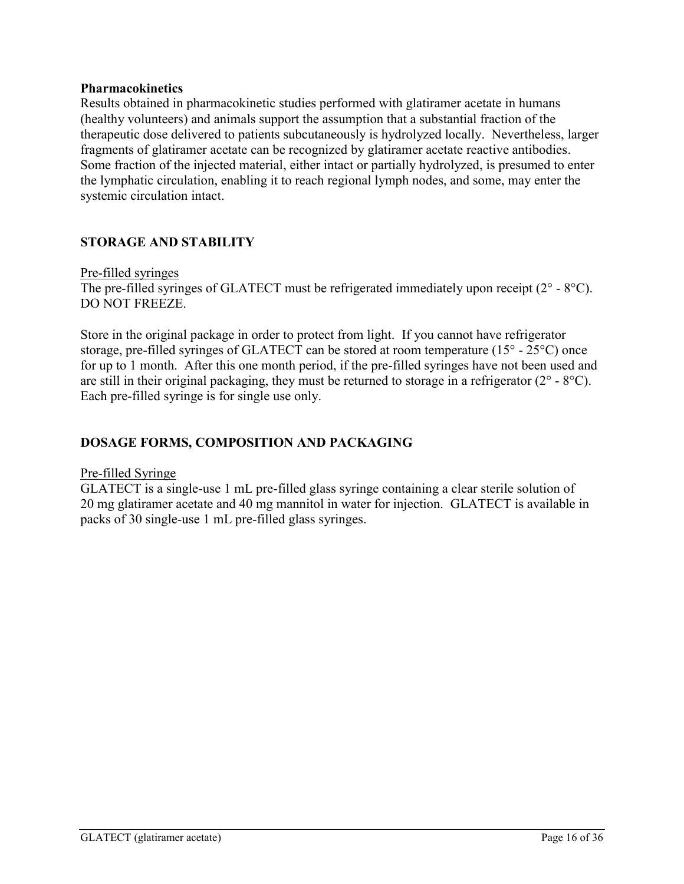**Pharmacokinetics**

Results obtained in pharmacokinetic studies performed with glatiramer acetate in humans (healthy volunteers) and animals support the assumption that a substantial fraction of the therapeutic dose delivered to patients subcutaneously is hydrolyzed locally. Nevertheless, larger fragments of glatiramer acetate can be recognized by glatiramer acetate reactive antibodies. Some fraction of the injected material, either intact or partially hydrolyzed, is presumed to enter the lymphatic circulation, enabling it to reach regional lymph nodes, and some, may enter the systemic circulation intact.

## STORAGE AND STABILITY

Pre-filled syringes

The pre-filled syringes of GLATECT must be refrigerated immediately upon receipt (2° - 8°C). DO NOT FREEZE.

Store in the original package in order to protect from light. If you cannot have refrigerator storage, pre-filled syringes of GLATECT can be stored at room temperature (15° - 25°C) once for up to 1 month. After this one month period, if the pre-filled syringes have not been used and are still in their original packaging, they must be returned to storage in a refrigerator (2° - 8°C). Each pre-filled syringe is for single use only.

## DOSAGE FORMS, COMPOSITION AND PACKAGING

Pre-filled Syringe

GLATECT is a single-use 1 mL pre-filled glass syringe containing a clear sterile solution of 20 mg glatiramer acetate and 40 mg mannitol in water for injection. GLATECT is available in packs of 30 single-use 1 mL pre-filled glass syringes.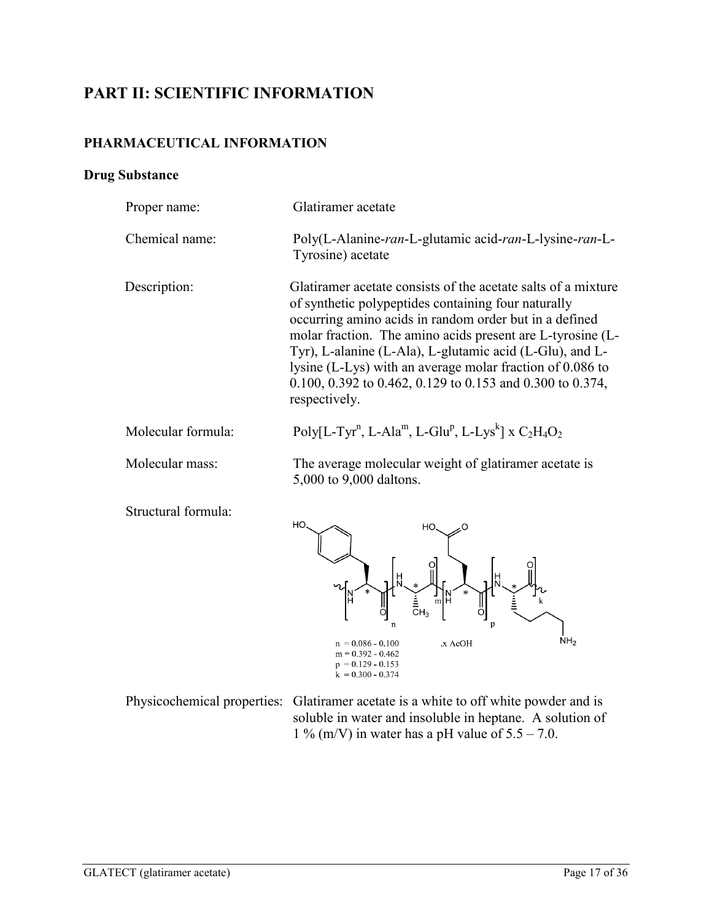# PART II: SCIENTIFIC INFORMATION

## PHARMACEUTICAL INFORMATION

### Drug Substance

**Proper name:** Glatiramer acetate

**Chemical name:** Poly(L-Alanine-*ran*-L-glutamic acid-*ran*-L-lysine-*ran*-L-Tyrosine) acetate

**Description:** Glatiramer acetate consists of the acetate salts of a mixture of synthetic polypeptides containing four naturally occurring amino acids in random order but in a defined molar fraction. The amino acids present are L-tyrosine (L-Tyr), L-alanine (L-Ala), L-glutamic acid (L-Glu), and L-lysine (L-Lys) with an average molar fraction of 0.086 to 0.100, 0.392 to 0.462, 0.129 to 0.153 and 0.300 to 0.374, respectively.

**Molecular formula:** Poly[L-$Tyr^n$, L-$Ala^m$, L-$Glu^p$, L-$Lys^k$] x $C_2H_4O_2$

**Molecular mass:** The average molecular weight of glatiramer acetate is 5,000 to 9,000 daltons.

**Structural formula:**

n = 0.086 - 0.100
m = 0.392 - 0.462
p = 0.129 - 0.153
k = 0.300 - 0.374

.x AcOH

**Physicochemical properties:** Glatiramer acetate is a white to off white powder and is soluble in water and insoluble in heptane. A solution of 1 % (m/V) in water has a pH value of 5.5 – 7.0.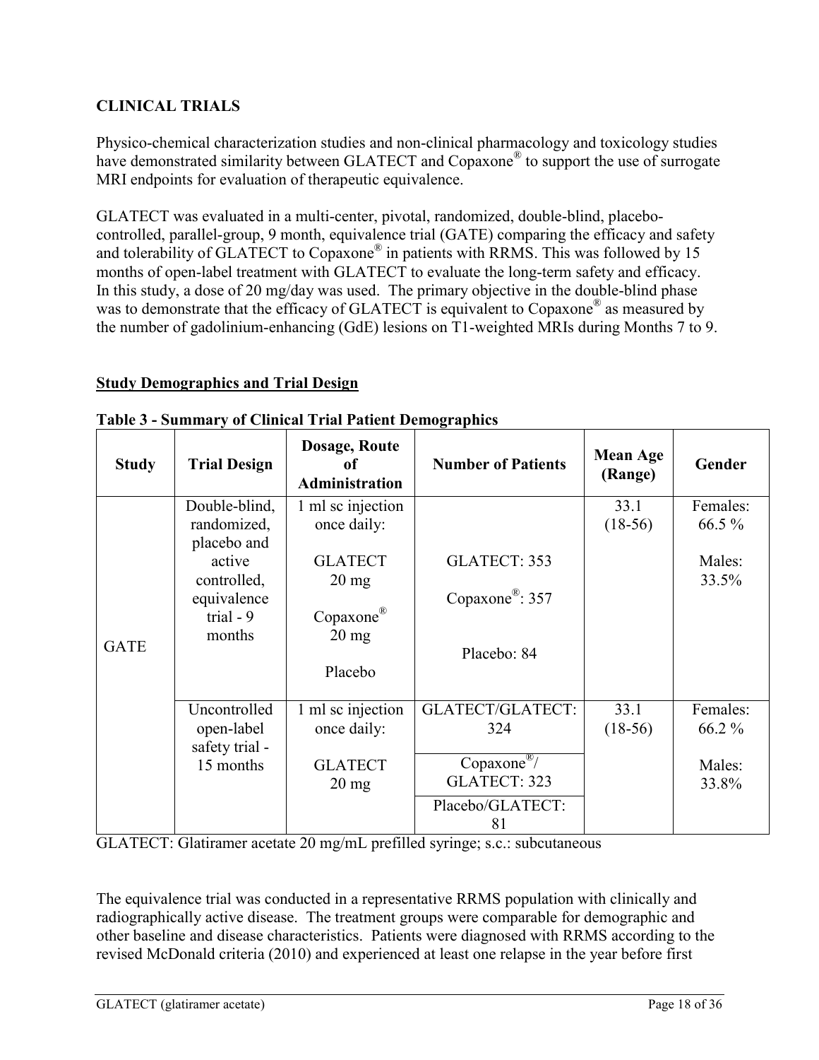## CLINICAL TRIALS

Physico-chemical characterization studies and non-clinical pharmacology and toxicology studies have demonstrated similarity between GLATECT and Copaxone® to support the use of surrogate MRI endpoints for evaluation of therapeutic equivalence.

GLATECT was evaluated in a multi-center, pivotal, randomized, double-blind, placebo-controlled, parallel-group, 9 month, equivalence trial (GATE) comparing the efficacy and safety and tolerability of GLATECT to Copaxone® in patients with RRMS. This was followed by 15 months of open-label treatment with GLATECT to evaluate the long-term safety and efficacy. In this study, a dose of 20 mg/day was used. The primary objective in the double-blind phase was to demonstrate that the efficacy of GLATECT is equivalent to Copaxone® as measured by the number of gadolinium-enhancing (GdE) lesions on T1-weighted MRIs during Months 7 to 9.

### Study Demographics and Trial Design

**Table 3 - Summary of Clinical Trial Patient Demographics**

| Study | Trial Design | Dosage, Route of Administration | Number of Patients | Mean Age (Range) | Gender |
|---|---|---|---|---|---|
| GATE | Double-blind, randomized, placebo and active controlled, equivalence trial - 9 months | 1 ml sc injection once daily: GLATECT 20 mg; Copaxone® 20 mg; Placebo | GLATECT: 353<br>Copaxone®: 357<br>Placebo: 84 | 33.1 (18-56) | Females: 66.5 %<br>Males: 33.5% |
| | Uncontrolled open-label safety trial - 15 months | 1 ml sc injection once daily: GLATECT 20 mg | GLATECT/GLATECT: 324<br>Copaxone®/ GLATECT: 323<br>Placebo/GLATECT: 81 | 33.1 (18-56) | Females: 66.2 %<br>Males: 33.8% |

GLATECT: Glatiramer acetate 20 mg/mL prefilled syringe; s.c.: subcutaneous

The equivalence trial was conducted in a representative RRMS population with clinically and radiographically active disease. The treatment groups were comparable for demographic and other baseline and disease characteristics. Patients were diagnosed with RRMS according to the revised McDonald criteria (2010) and experienced at least one relapse in the year before first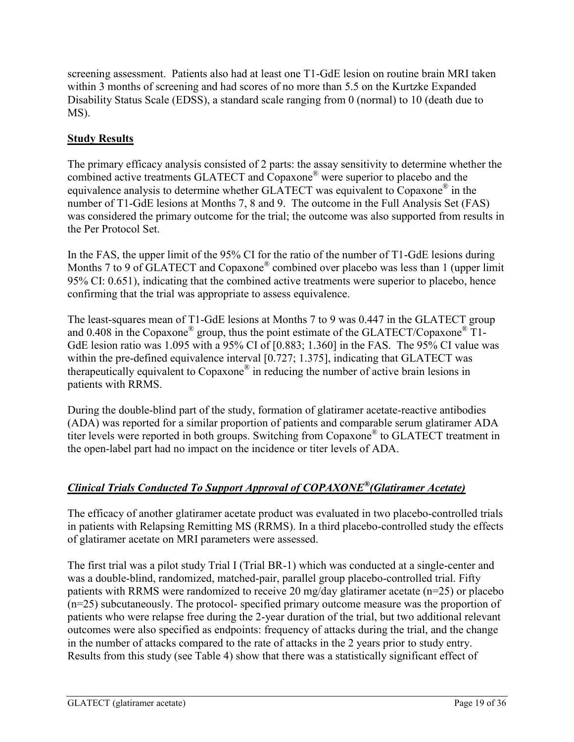screening assessment. Patients also had at least one T1-GdE lesion on routine brain MRI taken within 3 months of screening and had scores of no more than 5.5 on the Kurtzke Expanded Disability Status Scale (EDSS), a standard scale ranging from 0 (normal) to 10 (death due to MS).

**Study Results**

The primary efficacy analysis consisted of 2 parts: the assay sensitivity to determine whether the combined active treatments GLATECT and Copaxone® were superior to placebo and the equivalence analysis to determine whether GLATECT was equivalent to Copaxone® in the number of T1-GdE lesions at Months 7, 8 and 9. The outcome in the Full Analysis Set (FAS) was considered the primary outcome for the trial; the outcome was also supported from results in the Per Protocol Set.

In the FAS, the upper limit of the 95% CI for the ratio of the number of T1-GdE lesions during Months 7 to 9 of GLATECT and Copaxone® combined over placebo was less than 1 (upper limit 95% CI: 0.651), indicating that the combined active treatments were superior to placebo, hence confirming that the trial was appropriate to assess equivalence.

The least-squares mean of T1-GdE lesions at Months 7 to 9 was 0.447 in the GLATECT group and 0.408 in the Copaxone® group, thus the point estimate of the GLATECT/Copaxone® T1-GdE lesion ratio was 1.095 with a 95% CI of [0.883; 1.360] in the FAS. The 95% CI value was within the pre-defined equivalence interval [0.727; 1.375], indicating that GLATECT was therapeutically equivalent to Copaxone® in reducing the number of active brain lesions in patients with RRMS.

During the double-blind part of the study, formation of glatiramer acetate-reactive antibodies (ADA) was reported for a similar proportion of patients and comparable serum glatiramer ADA titer levels were reported in both groups. Switching from Copaxone® to GLATECT treatment in the open-label part had no impact on the incidence or titer levels of ADA.

***Clinical Trials Conducted To Support Approval of COPAXONE®(Glatiramer Acetate)***

The efficacy of another glatiramer acetate product was evaluated in two placebo-controlled trials in patients with Relapsing Remitting MS (RRMS). In a third placebo-controlled study the effects of glatiramer acetate on MRI parameters were assessed.

The first trial was a pilot study Trial I (Trial BR-1) which was conducted at a single-center and was a double-blind, randomized, matched-pair, parallel group placebo-controlled trial. Fifty patients with RRMS were randomized to receive 20 mg/day glatiramer acetate (n=25) or placebo (n=25) subcutaneously. The protocol- specified primary outcome measure was the proportion of patients who were relapse free during the 2-year duration of the trial, but two additional relevant outcomes were also specified as endpoints: frequency of attacks during the trial, and the change in the number of attacks compared to the rate of attacks in the 2 years prior to study entry. Results from this study (see Table 4) show that there was a statistically significant effect of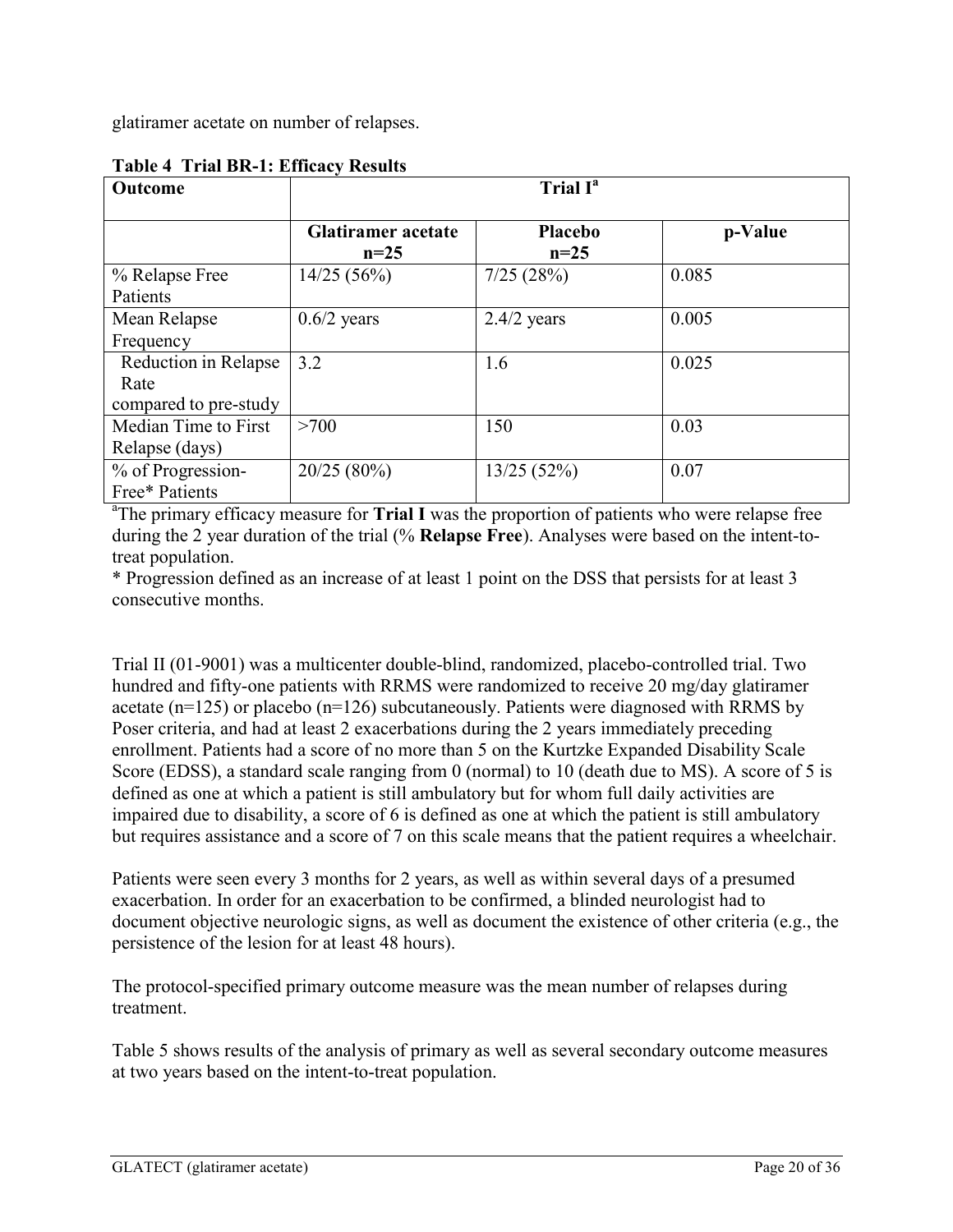glatiramer acetate on number of relapses.

**Table 4 Trial BR-1: Efficacy Results**

| Outcome | Trial I[a] | | |
|---|---|---|---|
| | **Glatiramer acetate n=25** | **Placebo n=25** | **p-Value** |
| % Relapse Free Patients | 14/25 (56%) | 7/25 (28%) | 0.085 |
| Mean Relapse Frequency | 0.6/2 years | 2.4/2 years | 0.005 |
| Reduction in Relapse Rate compared to pre-study | 3.2 | 1.6 | 0.025 |
| Median Time to First Relapse (days) | >700 | 150 | 0.03 |
| % of Progression-Free* Patients | 20/25 (80%) | 13/25 (52%) | 0.07 |

[a]The primary efficacy measure for **Trial I** was the proportion of patients who were relapse free during the 2 year duration of the trial (% **Relapse Free**). Analyses were based on the intent-to-treat population.

* Progression defined as an increase of at least 1 point on the DSS that persists for at least 3 consecutive months.

Trial II (01-9001) was a multicenter double-blind, randomized, placebo-controlled trial. Two hundred and fifty-one patients with RRMS were randomized to receive 20 mg/day glatiramer acetate (n=125) or placebo (n=126) subcutaneously. Patients were diagnosed with RRMS by Poser criteria, and had at least 2 exacerbations during the 2 years immediately preceding enrollment. Patients had a score of no more than 5 on the Kurtzke Expanded Disability Scale Score (EDSS), a standard scale ranging from 0 (normal) to 10 (death due to MS). A score of 5 is defined as one at which a patient is still ambulatory but for whom full daily activities are impaired due to disability, a score of 6 is defined as one at which the patient is still ambulatory but requires assistance and a score of 7 on this scale means that the patient requires a wheelchair.

Patients were seen every 3 months for 2 years, as well as within several days of a presumed exacerbation. In order for an exacerbation to be confirmed, a blinded neurologist had to document objective neurologic signs, as well as document the existence of other criteria (e.g., the persistence of the lesion for at least 48 hours).

The protocol-specified primary outcome measure was the mean number of relapses during treatment.

Table 5 shows results of the analysis of primary as well as several secondary outcome measures at two years based on the intent-to-treat population.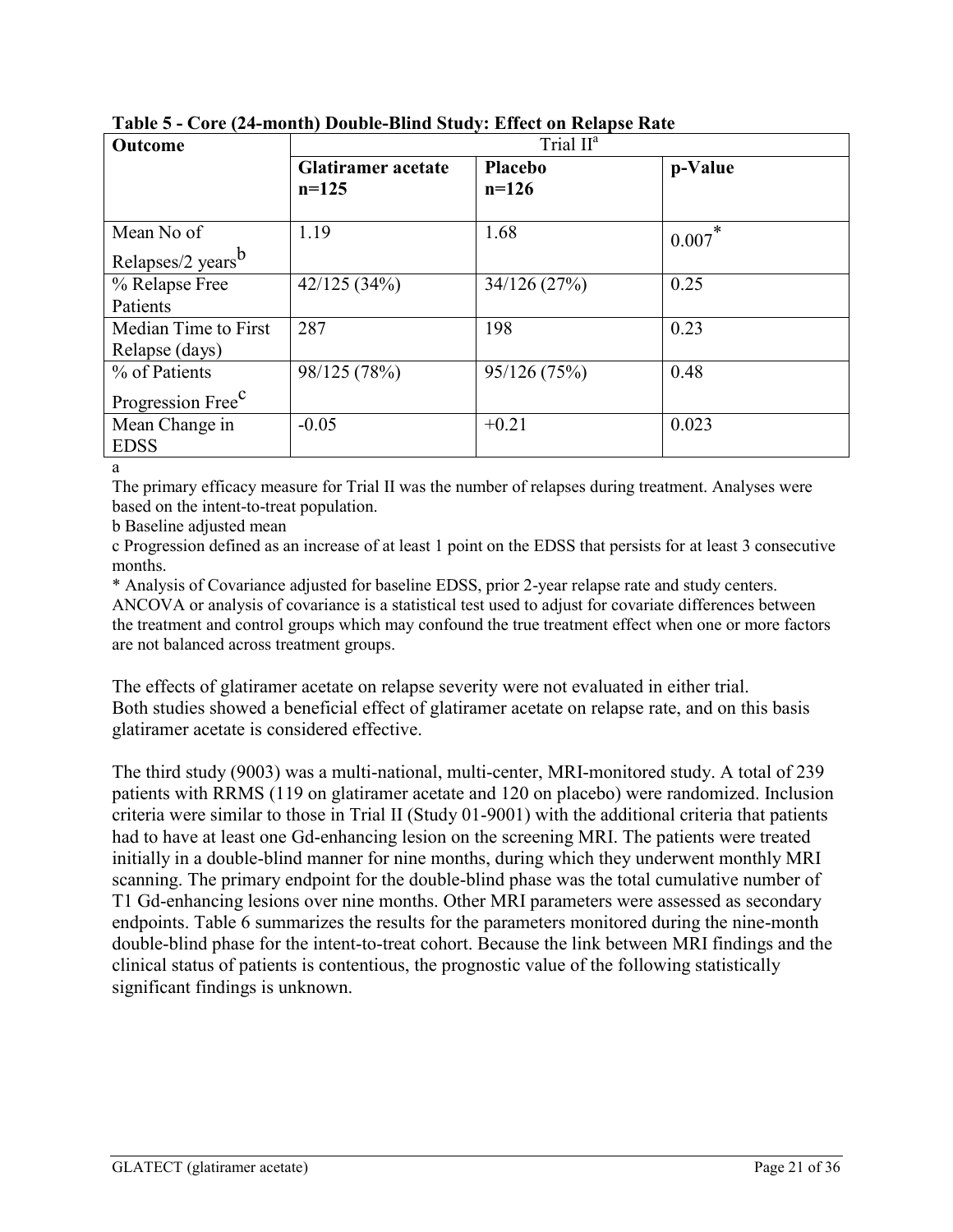**Table 5 - Core (24-month) Double-Blind Study: Effect on Relapse Rate**

| Outcome | Trial II[a] | | |
|---|---|---|---|
| | **Glatiramer acetate n=125** | **Placebo n=126** | **p-Value** |
| Mean No of Relapses/2 years[b] | 1.19 | 1.68 | 0.007* |
| % Relapse Free Patients | 42/125 (34%) | 34/126 (27%) | 0.25 |
| Median Time to First Relapse (days) | 287 | 198 | 0.23 |
| % of Patients Progression Free[c] | 98/125 (78%) | 95/126 (75%) | 0.48 |
| Mean Change in EDSS | -0.05 | +0.21 | 0.023 |

a
The primary efficacy measure for Trial II was the number of relapses during treatment. Analyses were based on the intent-to-treat population.

b Baseline adjusted mean

c Progression defined as an increase of at least 1 point on the EDSS that persists for at least 3 consecutive months.

* Analysis of Covariance adjusted for baseline EDSS, prior 2-year relapse rate and study centers. ANCOVA or analysis of covariance is a statistical test used to adjust for covariate differences between the treatment and control groups which may confound the true treatment effect when one or more factors are not balanced across treatment groups.

The effects of glatiramer acetate on relapse severity were not evaluated in either trial. Both studies showed a beneficial effect of glatiramer acetate on relapse rate, and on this basis glatiramer acetate is considered effective.

The third study (9003) was a multi-national, multi-center, MRI-monitored study. A total of 239 patients with RRMS (119 on glatiramer acetate and 120 on placebo) were randomized. Inclusion criteria were similar to those in Trial II (Study 01-9001) with the additional criteria that patients had to have at least one Gd-enhancing lesion on the screening MRI. The patients were treated initially in a double-blind manner for nine months, during which they underwent monthly MRI scanning. The primary endpoint for the double-blind phase was the total cumulative number of T1 Gd-enhancing lesions over nine months. Other MRI parameters were assessed as secondary endpoints. Table 6 summarizes the results for the parameters monitored during the nine-month double-blind phase for the intent-to-treat cohort. Because the link between MRI findings and the clinical status of patients is contentious, the prognostic value of the following statistically significant findings is unknown.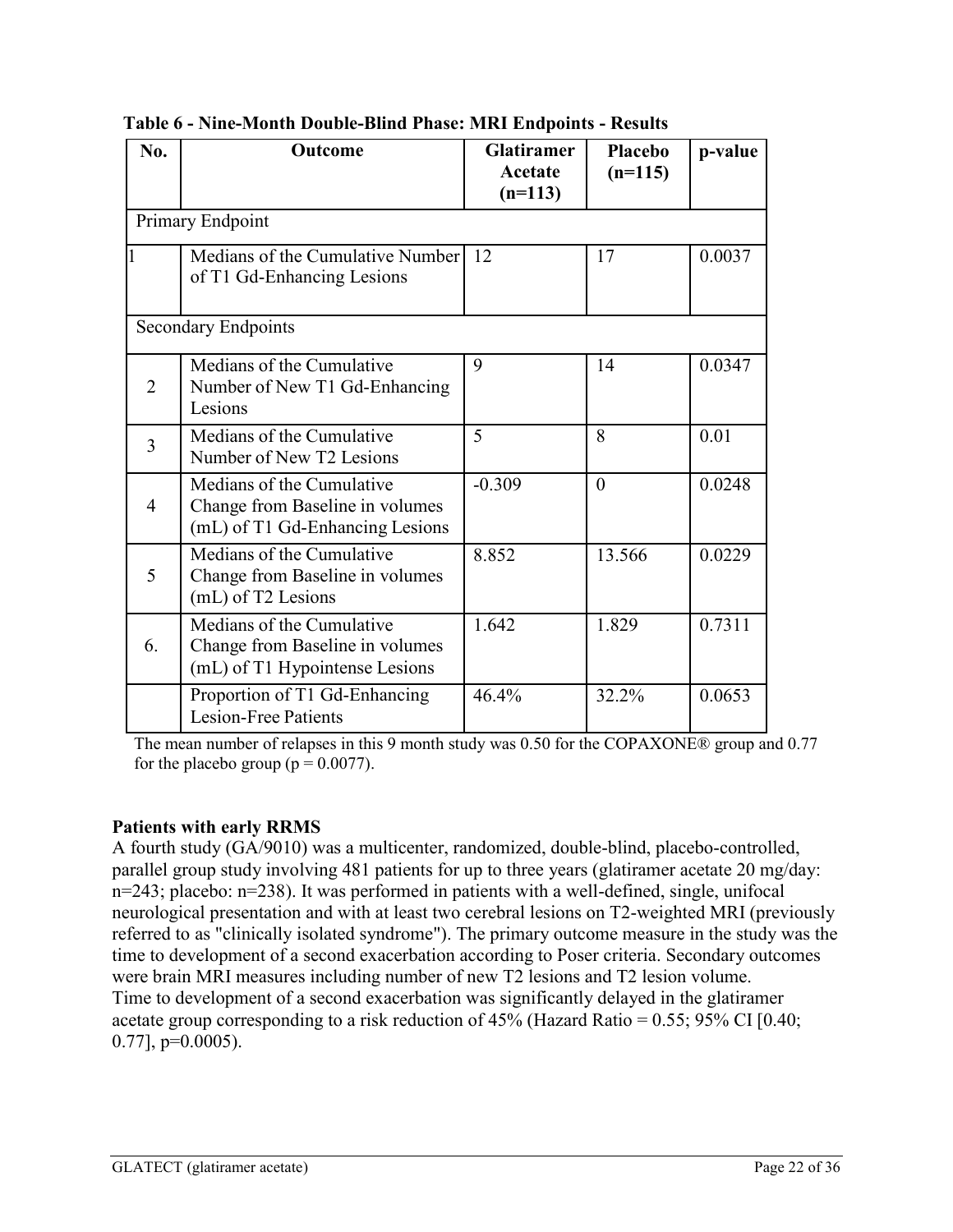**Table 6 - Nine-Month Double-Blind Phase: MRI Endpoints - Results**

| No. | Outcome | Glatiramer Acetate (n=113) | Placebo (n=115) | p-value |
|---|---|---|---|---|
| Primary Endpoint | | | | |
| 1 | Medians of the Cumulative Number of T1 Gd-Enhancing Lesions | 12 | 17 | 0.0037 |
| Secondary Endpoints | | | | |
| 2 | Medians of the Cumulative Number of New T1 Gd-Enhancing Lesions | 9 | 14 | 0.0347 |
| 3 | Medians of the Cumulative Number of New T2 Lesions | 5 | 8 | 0.01 |
| 4 | Medians of the Cumulative Change from Baseline in volumes (mL) of T1 Gd-Enhancing Lesions | -0.309 | 0 | 0.0248 |
| 5 | Medians of the Cumulative Change from Baseline in volumes (mL) of T2 Lesions | 8.852 | 13.566 | 0.0229 |
| 6. | Medians of the Cumulative Change from Baseline in volumes (mL) of T1 Hypointense Lesions | 1.642 | 1.829 | 0.7311 |
| | Proportion of T1 Gd-Enhancing Lesion-Free Patients | 46.4% | 32.2% | 0.0653 |

The mean number of relapses in this 9 month study was 0.50 for the COPAXONE® group and 0.77 for the placebo group ($p = 0.0077$).

**Patients with early RRMS**

A fourth study (GA/9010) was a multicenter, randomized, double-blind, placebo-controlled, parallel group study involving 481 patients for up to three years (glatiramer acetate 20 mg/day: n=243; placebo: n=238). It was performed in patients with a well-defined, single, unifocal neurological presentation and with at least two cerebral lesions on T2-weighted MRI (previously referred to as "clinically isolated syndrome"). The primary outcome measure in the study was the time to development of a second exacerbation according to Poser criteria. Secondary outcomes were brain MRI measures including number of new T2 lesions and T2 lesion volume.
Time to development of a second exacerbation was significantly delayed in the glatiramer acetate group corresponding to a risk reduction of 45% (Hazard Ratio = 0.55; 95% CI [0.40; 0.77], $p=0.0005$).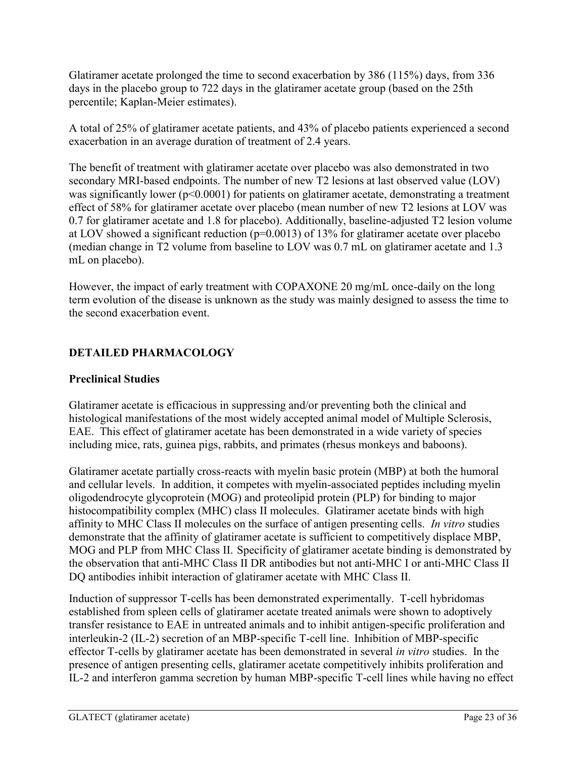Glatiramer acetate prolonged the time to second exacerbation by 386 (115%) days, from 336 days in the placebo group to 722 days in the glatiramer acetate group (based on the 25th percentile; Kaplan-Meier estimates).

A total of 25% of glatiramer acetate patients, and 43% of placebo patients experienced a second exacerbation in an average duration of treatment of 2.4 years.

The benefit of treatment with glatiramer acetate over placebo was also demonstrated in two secondary MRI-based endpoints. The number of new T2 lesions at last observed value (LOV) was significantly lower ($p<0.0001$) for patients on glatiramer acetate, demonstrating a treatment effect of 58% for glatiramer acetate over placebo (mean number of new T2 lesions at LOV was 0.7 for glatiramer acetate and 1.8 for placebo). Additionally, baseline-adjusted T2 lesion volume at LOV showed a significant reduction ($p=0.0013$) of 13% for glatiramer acetate over placebo (median change in T2 volume from baseline to LOV was 0.7 mL on glatiramer acetate and 1.3 mL on placebo).

However, the impact of early treatment with COPAXONE 20 mg/mL once-daily on the long term evolution of the disease is unknown as the study was mainly designed to assess the time to the second exacerbation event.

## DETAILED PHARMACOLOGY

### Preclinical Studies

Glatiramer acetate is efficacious in suppressing and/or preventing both the clinical and histological manifestations of the most widely accepted animal model of Multiple Sclerosis, EAE. This effect of glatiramer acetate has been demonstrated in a wide variety of species including mice, rats, guinea pigs, rabbits, and primates (rhesus monkeys and baboons).

Glatiramer acetate partially cross-reacts with myelin basic protein (MBP) at both the humoral and cellular levels. In addition, it competes with myelin-associated peptides including myelin oligodendrocyte glycoprotein (MOG) and proteolipid protein (PLP) for binding to major histocompatibility complex (MHC) class II molecules. Glatiramer acetate binds with high affinity to MHC Class II molecules on the surface of antigen presenting cells. *In vitro* studies demonstrate that the affinity of glatiramer acetate is sufficient to competitively displace MBP, MOG and PLP from MHC Class II. Specificity of glatiramer acetate binding is demonstrated by the observation that anti-MHC Class II DR antibodies but not anti-MHC I or anti-MHC Class II DQ antibodies inhibit interaction of glatiramer acetate with MHC Class II.

Induction of suppressor T-cells has been demonstrated experimentally. T-cell hybridomas established from spleen cells of glatiramer acetate treated animals were shown to adoptively transfer resistance to EAE in untreated animals and to inhibit antigen-specific proliferation and interleukin-2 (IL-2) secretion of an MBP-specific T-cell line. Inhibition of MBP-specific effector T-cells by glatiramer acetate has been demonstrated in several *in vitro* studies. In the presence of antigen presenting cells, glatiramer acetate competitively inhibits proliferation and IL-2 and interferon gamma secretion by human MBP-specific T-cell lines while having no effect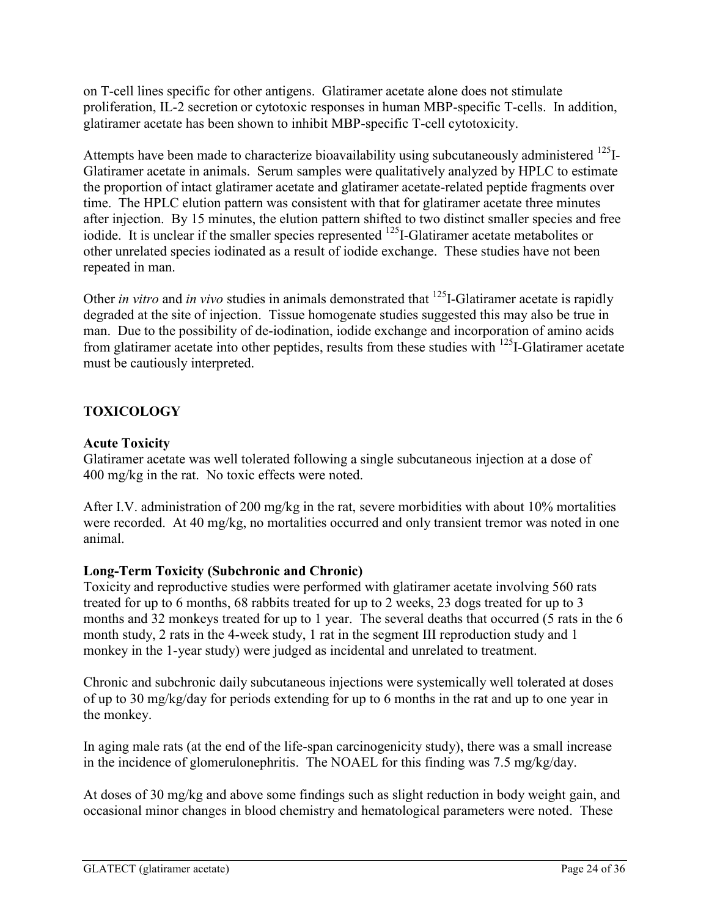on T-cell lines specific for other antigens. Glatiramer acetate alone does not stimulate proliferation, IL-2 secretion or cytotoxic responses in human MBP-specific T-cells. In addition, glatiramer acetate has been shown to inhibit MBP-specific T-cell cytotoxicity.

Attempts have been made to characterize bioavailability using subcutaneously administered $^{125}$I-Glatiramer acetate in animals. Serum samples were qualitatively analyzed by HPLC to estimate the proportion of intact glatiramer acetate and glatiramer acetate-related peptide fragments over time. The HPLC elution pattern was consistent with that for glatiramer acetate three minutes after injection. By 15 minutes, the elution pattern shifted to two distinct smaller species and free iodide. It is unclear if the smaller species represented $^{125}$I-Glatiramer acetate metabolites or other unrelated species iodinated as a result of iodide exchange. These studies have not been repeated in man.

Other *in vitro* and *in vivo* studies in animals demonstrated that $^{125}$I-Glatiramer acetate is rapidly degraded at the site of injection. Tissue homogenate studies suggested this may also be true in man. Due to the possibility of de-iodination, iodide exchange and incorporation of amino acids from glatiramer acetate into other peptides, results from these studies with $^{125}$I-Glatiramer acetate must be cautiously interpreted.

## TOXICOLOGY

### Acute Toxicity

Glatiramer acetate was well tolerated following a single subcutaneous injection at a dose of 400 mg/kg in the rat. No toxic effects were noted.

After I.V. administration of 200 mg/kg in the rat, severe morbidities with about 10% mortalities were recorded. At 40 mg/kg, no mortalities occurred and only transient tremor was noted in one animal.

### Long-Term Toxicity (Subchronic and Chronic)

Toxicity and reproductive studies were performed with glatiramer acetate involving 560 rats treated for up to 6 months, 68 rabbits treated for up to 2 weeks, 23 dogs treated for up to 3 months and 32 monkeys treated for up to 1 year. The several deaths that occurred (5 rats in the 6 month study, 2 rats in the 4-week study, 1 rat in the segment III reproduction study and 1 monkey in the 1-year study) were judged as incidental and unrelated to treatment.

Chronic and subchronic daily subcutaneous injections were systemically well tolerated at doses of up to 30 mg/kg/day for periods extending for up to 6 months in the rat and up to one year in the monkey.

In aging male rats (at the end of the life-span carcinogenicity study), there was a small increase in the incidence of glomerulonephritis. The NOAEL for this finding was 7.5 mg/kg/day.

At doses of 30 mg/kg and above some findings such as slight reduction in body weight gain, and occasional minor changes in blood chemistry and hematological parameters were noted. These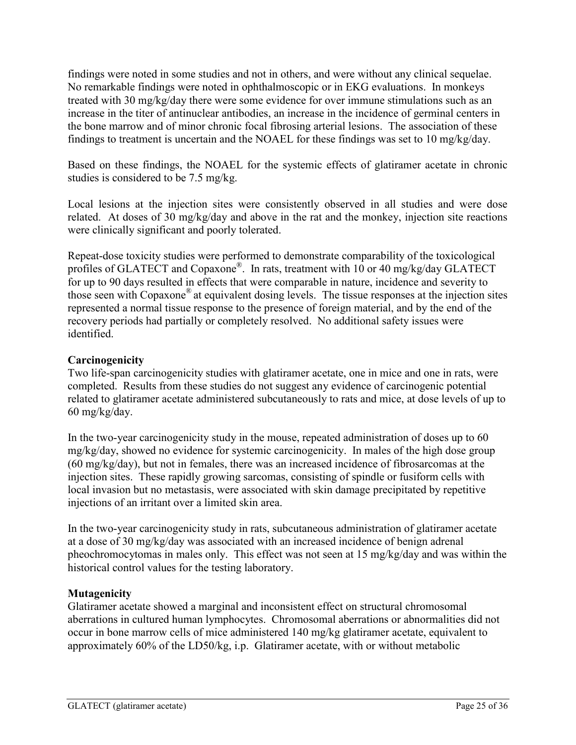findings were noted in some studies and not in others, and were without any clinical sequelae. No remarkable findings were noted in ophthalmoscopic or in EKG evaluations. In monkeys treated with 30 mg/kg/day there were some evidence for over immune stimulations such as an increase in the titer of antinuclear antibodies, an increase in the incidence of germinal centers in the bone marrow and of minor chronic focal fibrosing arterial lesions. The association of these findings to treatment is uncertain and the NOAEL for these findings was set to 10 mg/kg/day.

Based on these findings, the NOAEL for the systemic effects of glatiramer acetate in chronic studies is considered to be 7.5 mg/kg.

Local lesions at the injection sites were consistently observed in all studies and were dose related. At doses of 30 mg/kg/day and above in the rat and the monkey, injection site reactions were clinically significant and poorly tolerated.

Repeat-dose toxicity studies were performed to demonstrate comparability of the toxicological profiles of GLATECT and Copaxone®. In rats, treatment with 10 or 40 mg/kg/day GLATECT for up to 90 days resulted in effects that were comparable in nature, incidence and severity to those seen with Copaxone® at equivalent dosing levels. The tissue responses at the injection sites represented a normal tissue response to the presence of foreign material, and by the end of the recovery periods had partially or completely resolved. No additional safety issues were identified.

**Carcinogenicity**

Two life-span carcinogenicity studies with glatiramer acetate, one in mice and one in rats, were completed. Results from these studies do not suggest any evidence of carcinogenic potential related to glatiramer acetate administered subcutaneously to rats and mice, at dose levels of up to 60 mg/kg/day.

In the two-year carcinogenicity study in the mouse, repeated administration of doses up to 60 mg/kg/day, showed no evidence for systemic carcinogenicity. In males of the high dose group (60 mg/kg/day), but not in females, there was an increased incidence of fibrosarcomas at the injection sites. These rapidly growing sarcomas, consisting of spindle or fusiform cells with local invasion but no metastasis, were associated with skin damage precipitated by repetitive injections of an irritant over a limited skin area.

In the two-year carcinogenicity study in rats, subcutaneous administration of glatiramer acetate at a dose of 30 mg/kg/day was associated with an increased incidence of benign adrenal pheochromocytomas in males only. This effect was not seen at 15 mg/kg/day and was within the historical control values for the testing laboratory.

**Mutagenicity**

Glatiramer acetate showed a marginal and inconsistent effect on structural chromosomal aberrations in cultured human lymphocytes. Chromosomal aberrations or abnormalities did not occur in bone marrow cells of mice administered 140 mg/kg glatiramer acetate, equivalent to approximately 60% of the LD50/kg, i.p. Glatiramer acetate, with or without metabolic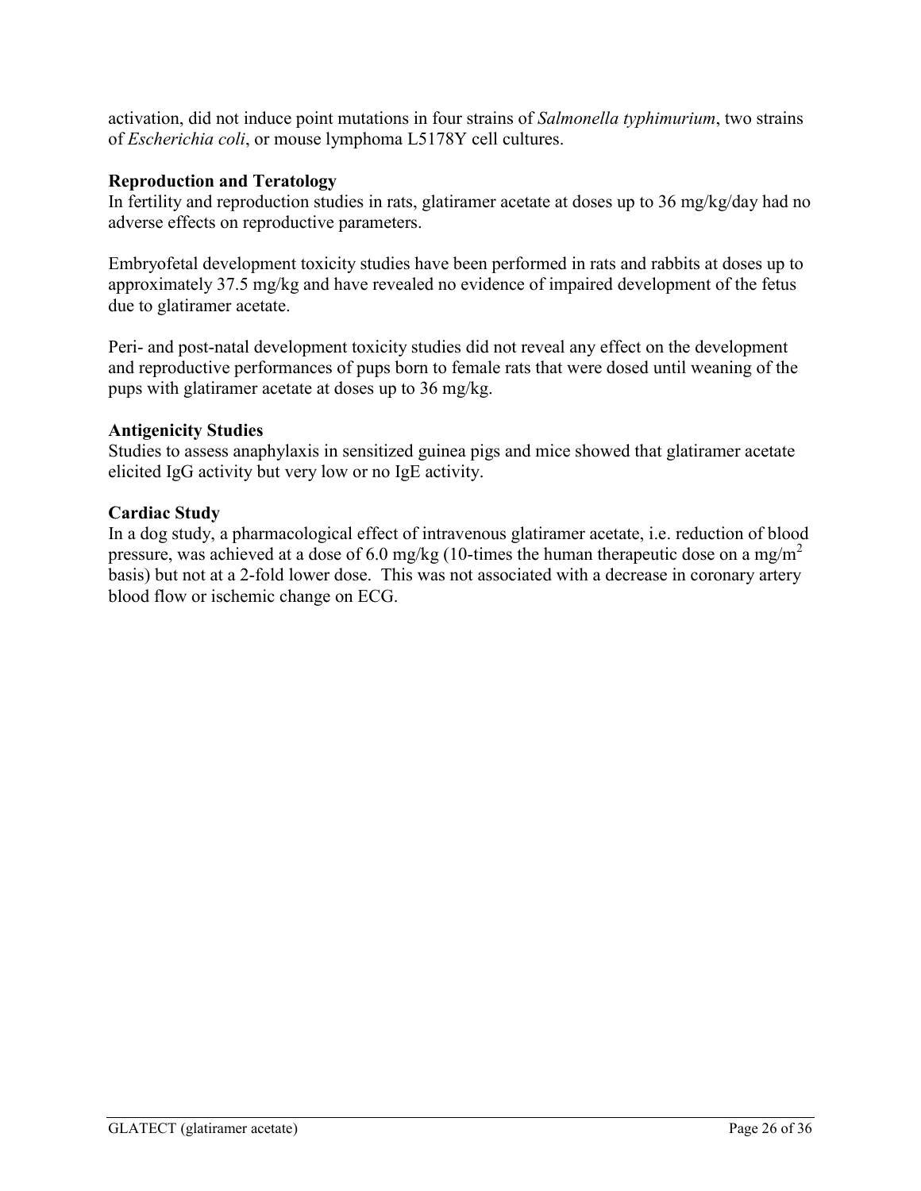activation, did not induce point mutations in four strains of *Salmonella typhimurium*, two strains of *Escherichia coli*, or mouse lymphoma L5178Y cell cultures.

**Reproduction and Teratology**

In fertility and reproduction studies in rats, glatiramer acetate at doses up to 36 mg/kg/day had no adverse effects on reproductive parameters.

Embryofetal development toxicity studies have been performed in rats and rabbits at doses up to approximately 37.5 mg/kg and have revealed no evidence of impaired development of the fetus due to glatiramer acetate.

Peri- and post-natal development toxicity studies did not reveal any effect on the development and reproductive performances of pups born to female rats that were dosed until weaning of the pups with glatiramer acetate at doses up to 36 mg/kg.

**Antigenicity Studies**

Studies to assess anaphylaxis in sensitized guinea pigs and mice showed that glatiramer acetate elicited IgG activity but very low or no IgE activity.

**Cardiac Study**

In a dog study, a pharmacological effect of intravenous glatiramer acetate, i.e. reduction of blood pressure, was achieved at a dose of 6.0 mg/kg (10-times the human therapeutic dose on a $mg/m^2$ basis) but not at a 2-fold lower dose. This was not associated with a decrease in coronary artery blood flow or ischemic change on ECG.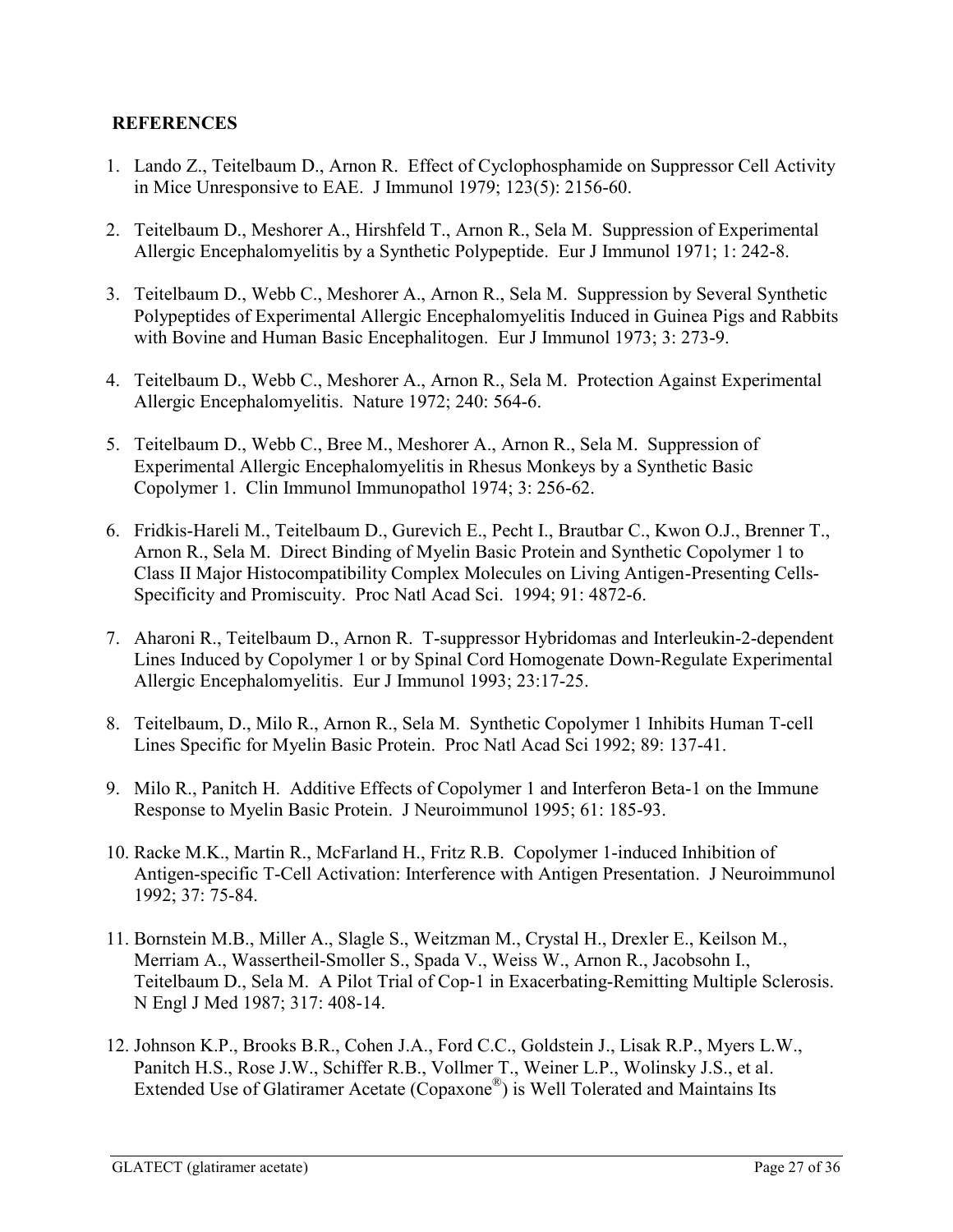## REFERENCES

1. Lando Z., Teitelbaum D., Arnon R. Effect of Cyclophosphamide on Suppressor Cell Activity in Mice Unresponsive to EAE. J Immunol 1979; 123(5): 2156-60.

2. Teitelbaum D., Meshorer A., Hirshfeld T., Arnon R., Sela M. Suppression of Experimental Allergic Encephalomyelitis by a Synthetic Polypeptide. Eur J Immunol 1971; 1: 242-8.

3. Teitelbaum D., Webb C., Meshorer A., Arnon R., Sela M. Suppression by Several Synthetic Polypeptides of Experimental Allergic Encephalomyelitis Induced in Guinea Pigs and Rabbits with Bovine and Human Basic Encephalitogen. Eur J Immunol 1973; 3: 273-9.

4. Teitelbaum D., Webb C., Meshorer A., Arnon R., Sela M. Protection Against Experimental Allergic Encephalomyelitis. Nature 1972; 240: 564-6.

5. Teitelbaum D., Webb C., Bree M., Meshorer A., Arnon R., Sela M. Suppression of Experimental Allergic Encephalomyelitis in Rhesus Monkeys by a Synthetic Basic Copolymer 1. Clin Immunol Immunopathol 1974; 3: 256-62.

6. Fridkis-Hareli M., Teitelbaum D., Gurevich E., Pecht I., Brautbar C., Kwon O.J., Brenner T., Arnon R., Sela M. Direct Binding of Myelin Basic Protein and Synthetic Copolymer 1 to Class II Major Histocompatibility Complex Molecules on Living Antigen-Presenting Cells- Specificity and Promiscuity. Proc Natl Acad Sci. 1994; 91: 4872-6.

7. Aharoni R., Teitelbaum D., Arnon R. T-suppressor Hybridomas and Interleukin-2-dependent Lines Induced by Copolymer 1 or by Spinal Cord Homogenate Down-Regulate Experimental Allergic Encephalomyelitis. Eur J Immunol 1993; 23:17-25.

8. Teitelbaum, D., Milo R., Arnon R., Sela M. Synthetic Copolymer 1 Inhibits Human T-cell Lines Specific for Myelin Basic Protein. Proc Natl Acad Sci 1992; 89: 137-41.

9. Milo R., Panitch H. Additive Effects of Copolymer 1 and Interferon Beta-1 on the Immune Response to Myelin Basic Protein. J Neuroimmunol 1995; 61: 185-93.

10. Racke M.K., Martin R., McFarland H., Fritz R.B. Copolymer 1-induced Inhibition of Antigen-specific T-Cell Activation: Interference with Antigen Presentation. J Neuroimmunol 1992; 37: 75-84.

11. Bornstein M.B., Miller A., Slagle S., Weitzman M., Crystal H., Drexler E., Keilson M., Merriam A., Wassertheil-Smoller S., Spada V., Weiss W., Arnon R., Jacobsohn I., Teitelbaum D., Sela M. A Pilot Trial of Cop-1 in Exacerbating-Remitting Multiple Sclerosis. N Engl J Med 1987; 317: 408-14.

12. Johnson K.P., Brooks B.R., Cohen J.A., Ford C.C., Goldstein J., Lisak R.P., Myers L.W., Panitch H.S., Rose J.W., Schiffer R.B., Vollmer T., Weiner L.P., Wolinsky J.S., et al. Extended Use of Glatiramer Acetate (Copaxone®) is Well Tolerated and Maintains Its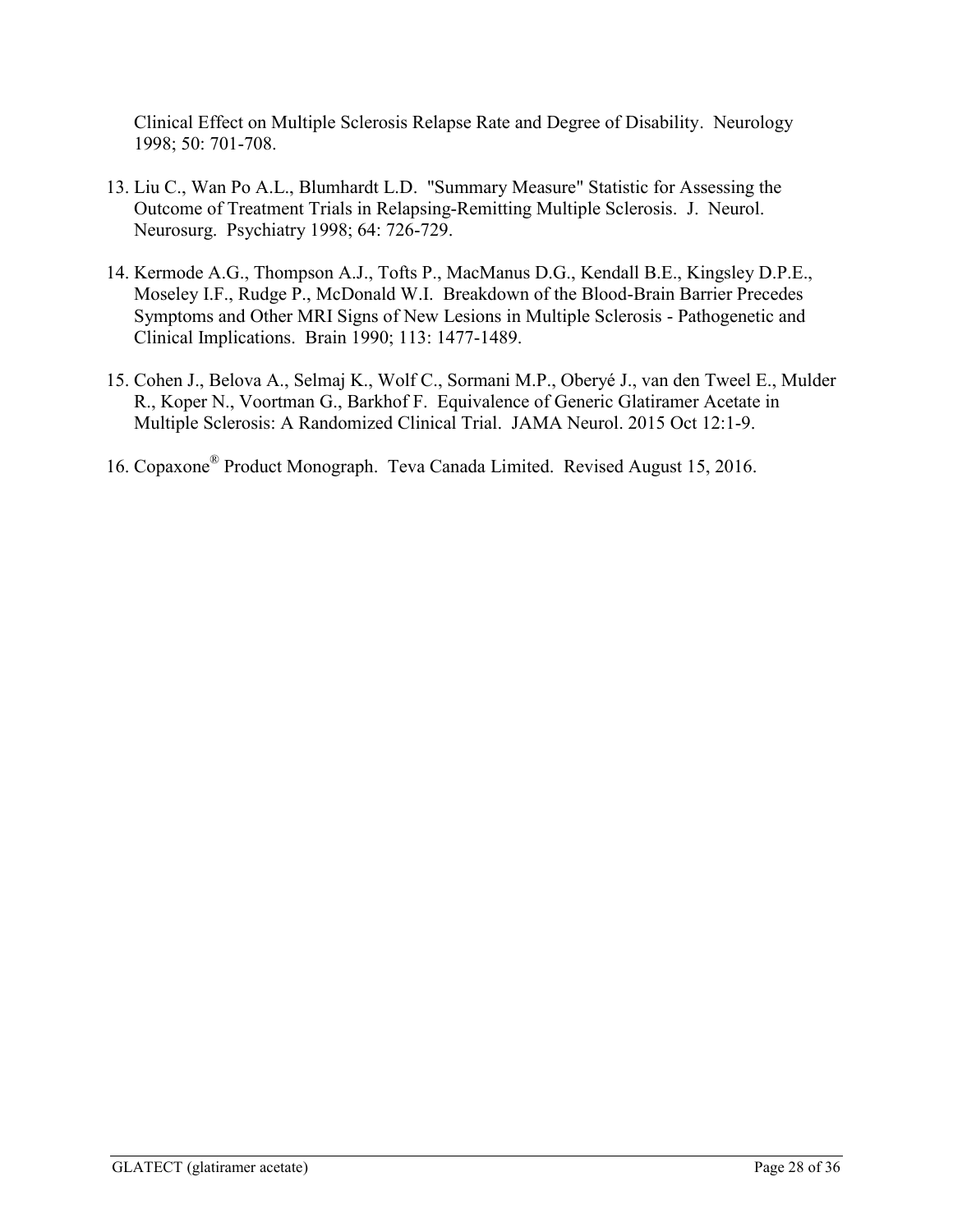Clinical Effect on Multiple Sclerosis Relapse Rate and Degree of Disability. Neurology 1998; 50: 701-708.

13. Liu C., Wan Po A.L., Blumhardt L.D. "Summary Measure" Statistic for Assessing the Outcome of Treatment Trials in Relapsing-Remitting Multiple Sclerosis. J. Neurol. Neurosurg. Psychiatry 1998; 64: 726-729.

14. Kermode A.G., Thompson A.J., Tofts P., MacManus D.G., Kendall B.E., Kingsley D.P.E., Moseley I.F., Rudge P., McDonald W.I. Breakdown of the Blood-Brain Barrier Precedes Symptoms and Other MRI Signs of New Lesions in Multiple Sclerosis - Pathogenetic and Clinical Implications. Brain 1990; 113: 1477-1489.

15. Cohen J., Belova A., Selmaj K., Wolf C., Sormani M.P., Oberyé J., van den Tweel E., Mulder R., Koper N., Voortman G., Barkhof F. Equivalence of Generic Glatiramer Acetate in Multiple Sclerosis: A Randomized Clinical Trial. JAMA Neurol. 2015 Oct 12:1-9.

16. Copaxone® Product Monograph. Teva Canada Limited. Revised August 15, 2016.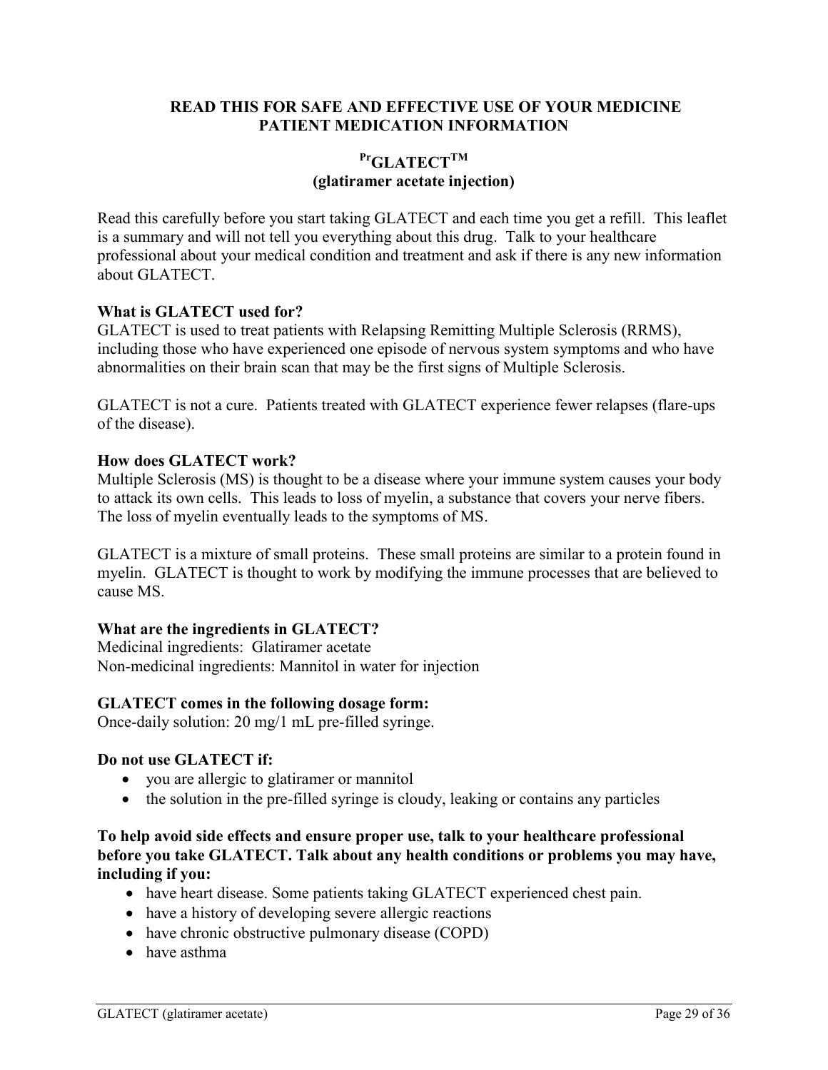**READ THIS FOR SAFE AND EFFECTIVE USE OF YOUR MEDICINE**
**PATIENT MEDICATION INFORMATION**

**PrGLATECTTM**
**(glatiramer acetate injection)**

Read this carefully before you start taking GLATECT and each time you get a refill. This leaflet is a summary and will not tell you everything about this drug. Talk to your healthcare professional about your medical condition and treatment and ask if there is any new information about GLATECT.

**What is GLATECT used for?**
GLATECT is used to treat patients with Relapsing Remitting Multiple Sclerosis (RRMS), including those who have experienced one episode of nervous system symptoms and who have abnormalities on their brain scan that may be the first signs of Multiple Sclerosis.

GLATECT is not a cure. Patients treated with GLATECT experience fewer relapses (flare-ups of the disease).

**How does GLATECT work?**
Multiple Sclerosis (MS) is thought to be a disease where your immune system causes your body to attack its own cells. This leads to loss of myelin, a substance that covers your nerve fibers. The loss of myelin eventually leads to the symptoms of MS.

GLATECT is a mixture of small proteins. These small proteins are similar to a protein found in myelin. GLATECT is thought to work by modifying the immune processes that are believed to cause MS.

**What are the ingredients in GLATECT?**
Medicinal ingredients: Glatiramer acetate
Non-medicinal ingredients: Mannitol in water for injection

**GLATECT comes in the following dosage form:**
Once-daily solution: 20 mg/1 mL pre-filled syringe.

**Do not use GLATECT if:**
- you are allergic to glatiramer or mannitol
- the solution in the pre-filled syringe is cloudy, leaking or contains any particles

**To help avoid side effects and ensure proper use, talk to your healthcare professional before you take GLATECT. Talk about any health conditions or problems you may have, including if you:**
- have heart disease. Some patients taking GLATECT experienced chest pain.
- have a history of developing severe allergic reactions
- have chronic obstructive pulmonary disease (COPD)
- have asthma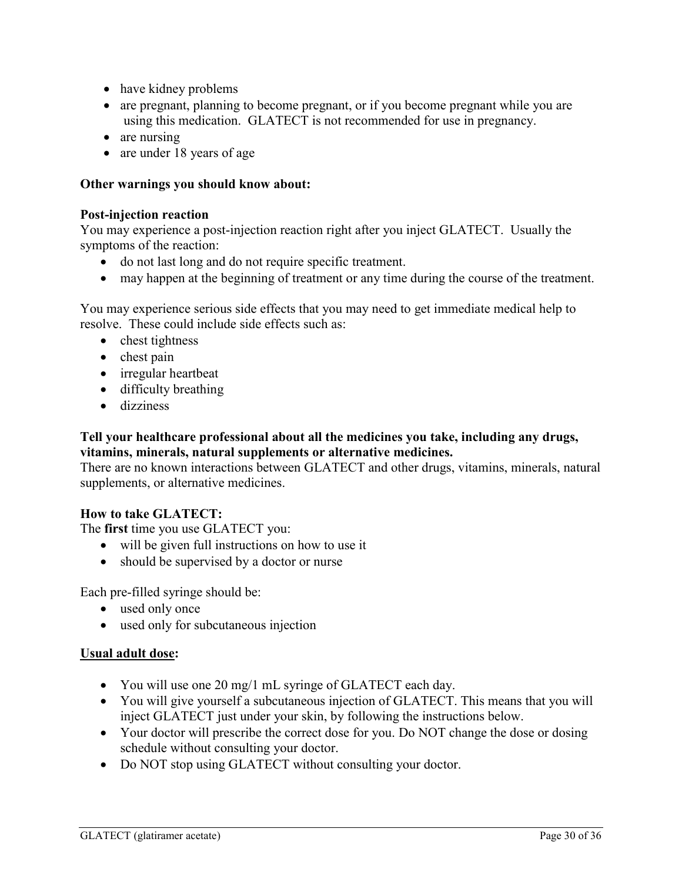- have kidney problems
- are pregnant, planning to become pregnant, or if you become pregnant while you are using this medication. GLATECT is not recommended for use in pregnancy.
- are nursing
- are under 18 years of age

**Other warnings you should know about:**

**Post-injection reaction**
You may experience a post-injection reaction right after you inject GLATECT. Usually the symptoms of the reaction:

- do not last long and do not require specific treatment.
- may happen at the beginning of treatment or any time during the course of the treatment.

You may experience serious side effects that you may need to get immediate medical help to resolve. These could include side effects such as:

- chest tightness
- chest pain
- irregular heartbeat
- difficulty breathing
- dizziness

**Tell your healthcare professional about all the medicines you take, including any drugs, vitamins, minerals, natural supplements or alternative medicines.**
There are no known interactions between GLATECT and other drugs, vitamins, minerals, natural supplements, or alternative medicines.

**How to take GLATECT:**
The **first** time you use GLATECT you:

- will be given full instructions on how to use it
- should be supervised by a doctor or nurse

Each pre-filled syringe should be:

- used only once
- used only for subcutaneous injection

<u>**Usual adult dose**</u>**:**

- You will use one 20 mg/1 mL syringe of GLATECT each day.
- You will give yourself a subcutaneous injection of GLATECT. This means that you will inject GLATECT just under your skin, by following the instructions below.
- Your doctor will prescribe the correct dose for you. Do NOT change the dose or dosing schedule without consulting your doctor.
- Do NOT stop using GLATECT without consulting your doctor.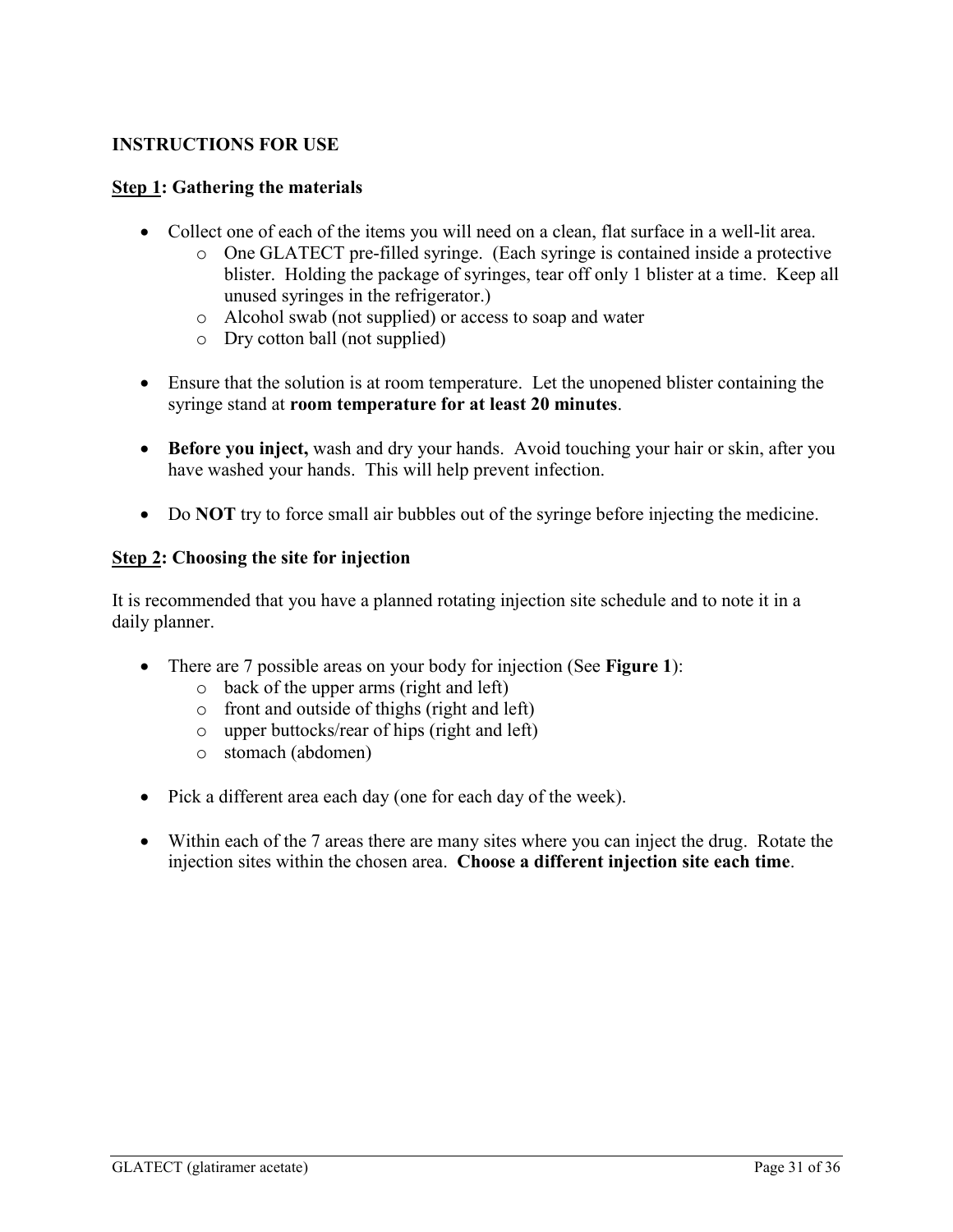## INSTRUCTIONS FOR USE

**<u>Step 1</u>: Gathering the materials**

- Collect one of each of the items you will need on a clean, flat surface in a well-lit area.
  - One GLATECT pre-filled syringe. (Each syringe is contained inside a protective blister. Holding the package of syringes, tear off only 1 blister at a time. Keep all unused syringes in the refrigerator.)
  - Alcohol swab (not supplied) or access to soap and water
  - Dry cotton ball (not supplied)

- Ensure that the solution is at room temperature. Let the unopened blister containing the syringe stand at **room temperature for at least 20 minutes**.

- **Before you inject,** wash and dry your hands. Avoid touching your hair or skin, after you have washed your hands. This will help prevent infection.

- Do **NOT** try to force small air bubbles out of the syringe before injecting the medicine.

**<u>Step 2</u>: Choosing the site for injection**

It is recommended that you have a planned rotating injection site schedule and to note it in a daily planner.

- There are 7 possible areas on your body for injection (See **Figure 1**):
  - back of the upper arms (right and left)
  - front and outside of thighs (right and left)
  - upper buttocks/rear of hips (right and left)
  - stomach (abdomen)

- Pick a different area each day (one for each day of the week).

- Within each of the 7 areas there are many sites where you can inject the drug. Rotate the injection sites within the chosen area. **Choose a different injection site each time**.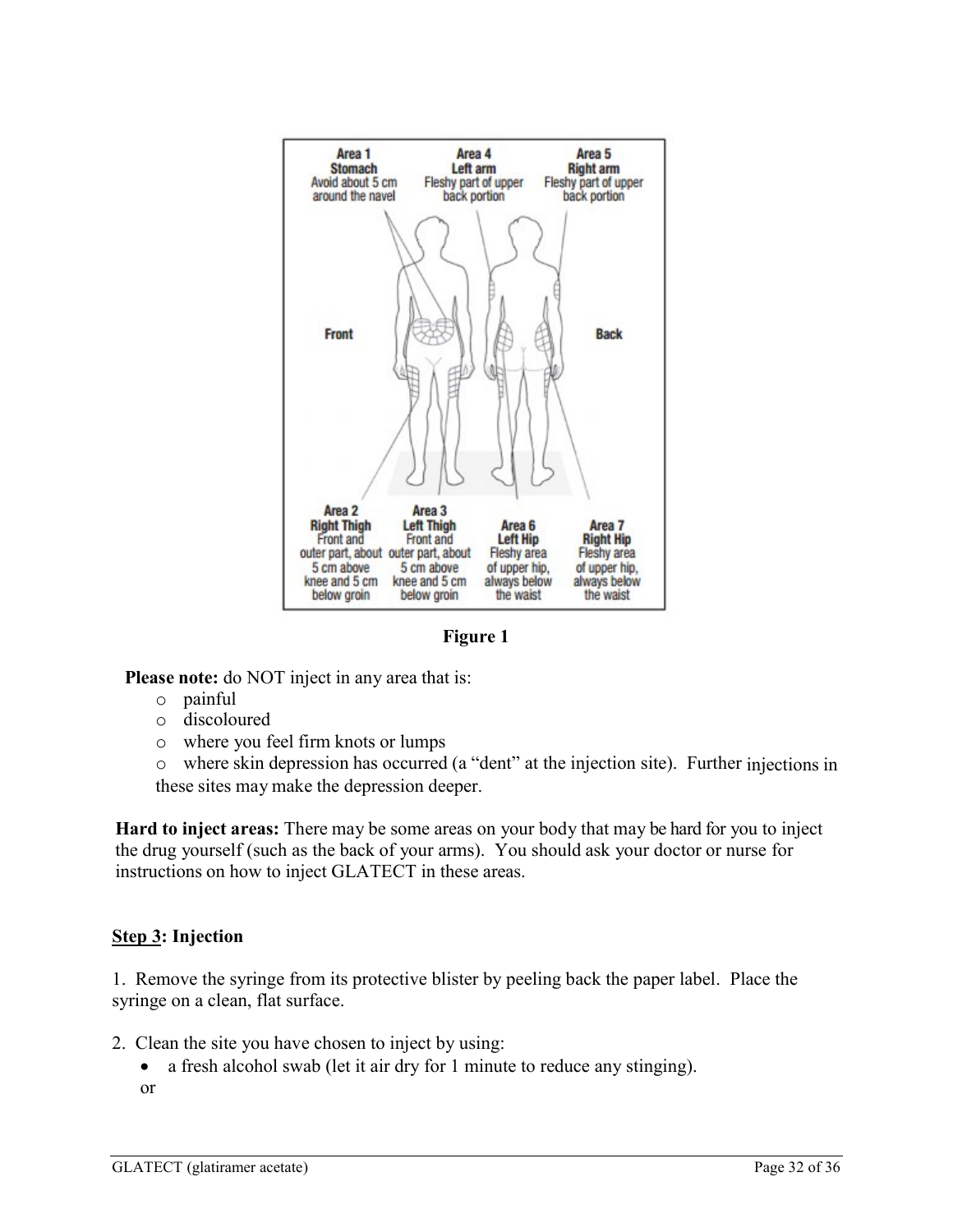Area 1 Stomach — Avoid about 5 cm around the navel

Area 4 Left arm — Fleshy part of upper back portion

Area 5 Right arm — Fleshy part of upper back portion

Front

Back

Area 2 Right Thigh — Front and outer part, about 5 cm above knee and 5 cm below groin

Area 3 Left Thigh — Front and outer part, about 5 cm above knee and 5 cm below groin

Area 6 Left Hip — Fleshy area of upper hip, always below the waist

Area 7 Right Hip — Fleshy area of upper hip, always below the waist

**Figure 1**

**Please note:** do NOT inject in any area that is:

- painful
- discoloured
- where you feel firm knots or lumps
- where skin depression has occurred (a "dent" at the injection site). Further injections in these sites may make the depression deeper.

**Hard to inject areas:** There may be some areas on your body that may be hard for you to inject the drug yourself (such as the back of your arms). You should ask your doctor or nurse for instructions on how to inject GLATECT in these areas.

**Step 3: Injection**

1. Remove the syringe from its protective blister by peeling back the paper label. Place the syringe on a clean, flat surface.

2. Clean the site you have chosen to inject by using:
   - a fresh alcohol swab (let it air dry for 1 minute to reduce any stinging).

   or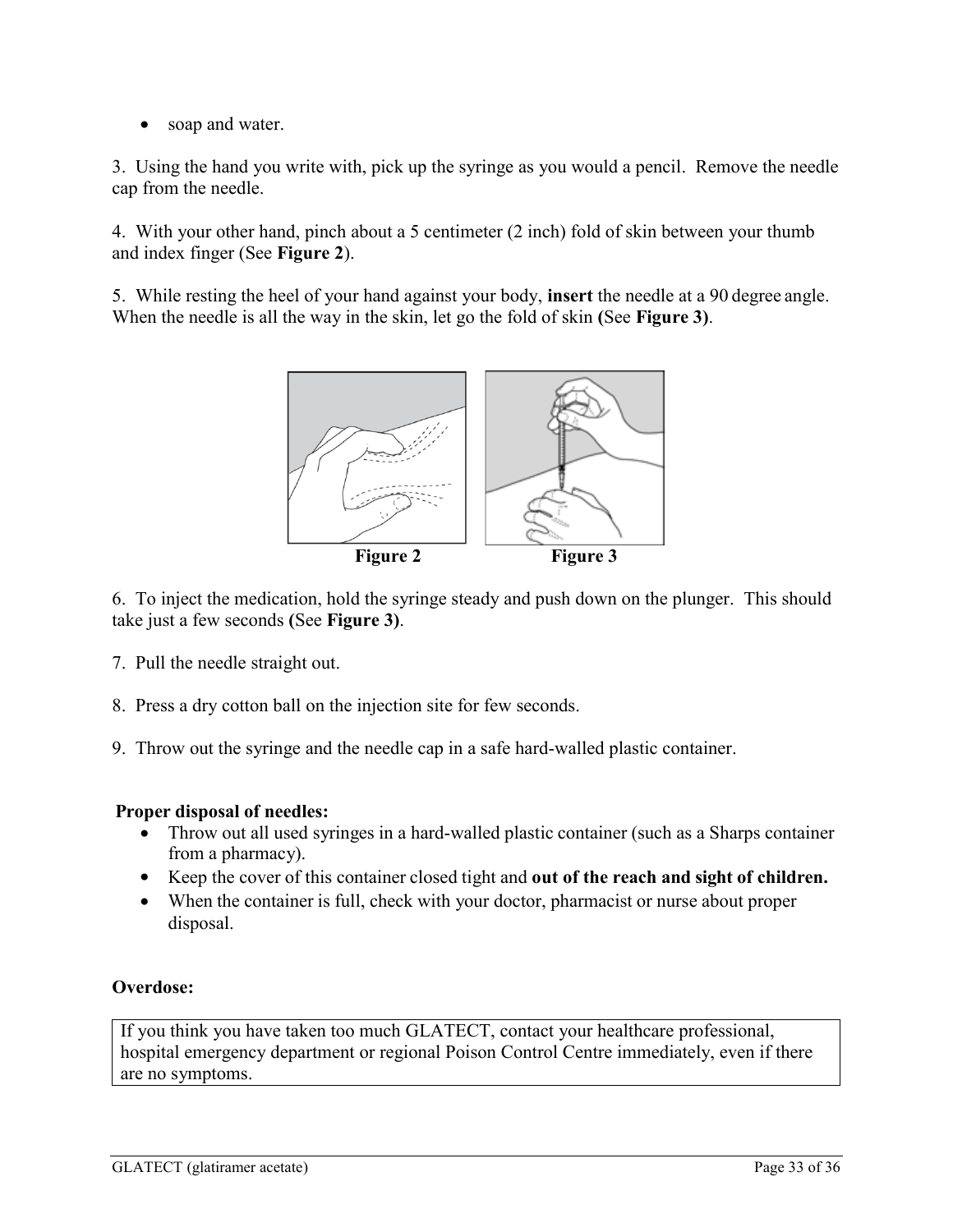- soap and water.

3. Using the hand you write with, pick up the syringe as you would a pencil. Remove the needle cap from the needle.

4. With your other hand, pinch about a 5 centimeter (2 inch) fold of skin between your thumb and index finger (See **Figure 2**).

5. While resting the heel of your hand against your body, **insert** the needle at a 90 degree angle. When the needle is all the way in the skin, let go the fold of skin **(**See **Figure 3)**.

**Figure 2** **Figure 3**

6. To inject the medication, hold the syringe steady and push down on the plunger. This should take just a few seconds **(**See **Figure 3)**.

7. Pull the needle straight out.

8. Press a dry cotton ball on the injection site for few seconds.

9. Throw out the syringe and the needle cap in a safe hard-walled plastic container.

**Proper disposal of needles:**

- Throw out all used syringes in a hard-walled plastic container (such as a Sharps container from a pharmacy).
- Keep the cover of this container closed tight and **out of the reach and sight of children.**
- When the container is full, check with your doctor, pharmacist or nurse about proper disposal.

**Overdose:**

If you think you have taken too much GLATECT, contact your healthcare professional, hospital emergency department or regional Poison Control Centre immediately, even if there are no symptoms.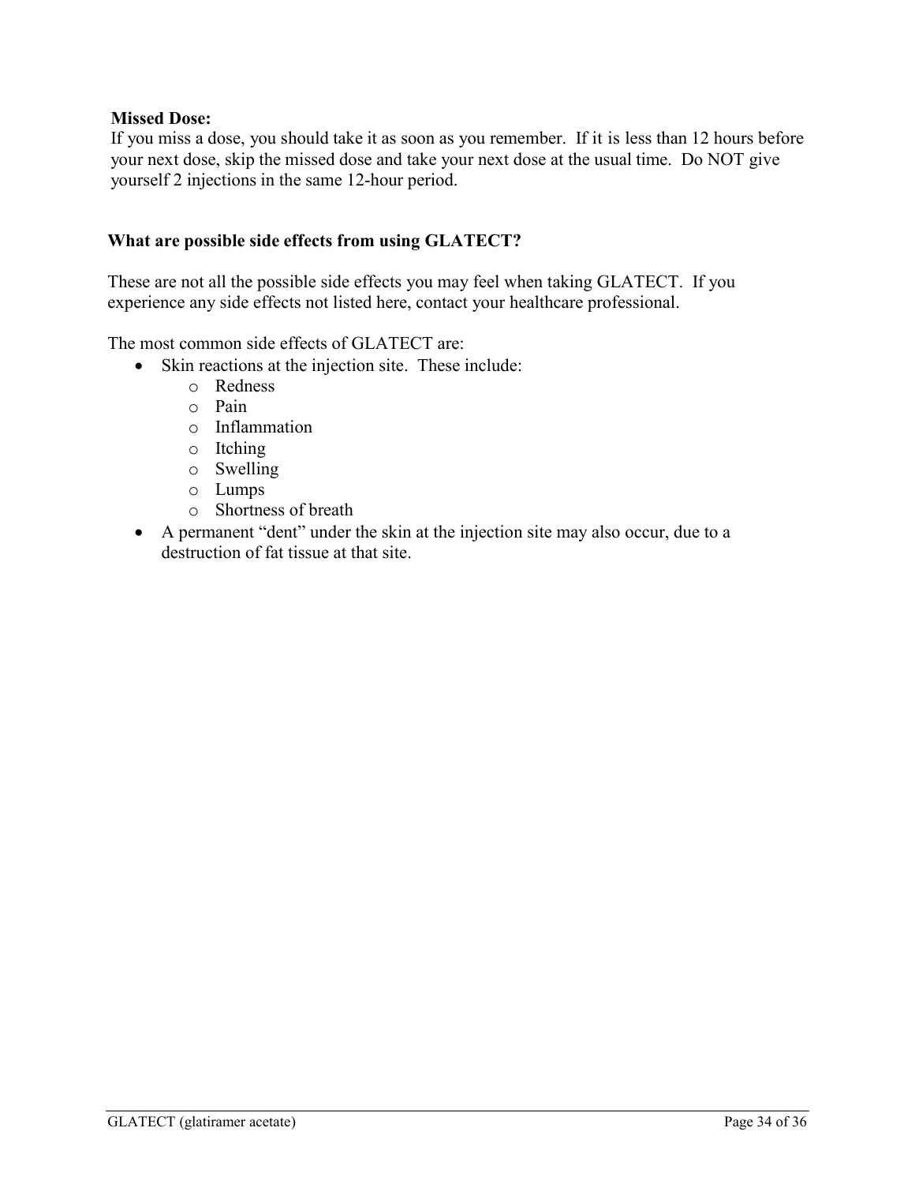**Missed Dose:**
If you miss a dose, you should take it as soon as you remember. If it is less than 12 hours before your next dose, skip the missed dose and take your next dose at the usual time. Do NOT give yourself 2 injections in the same 12-hour period.

**What are possible side effects from using GLATECT?**

These are not all the possible side effects you may feel when taking GLATECT. If you experience any side effects not listed here, contact your healthcare professional.

The most common side effects of GLATECT are:

- Skin reactions at the injection site. These include:
  - Redness
  - Pain
  - Inflammation
  - Itching
  - Swelling
  - Lumps
  - Shortness of breath
- A permanent “dent” under the skin at the injection site may also occur, due to a destruction of fat tissue at that site.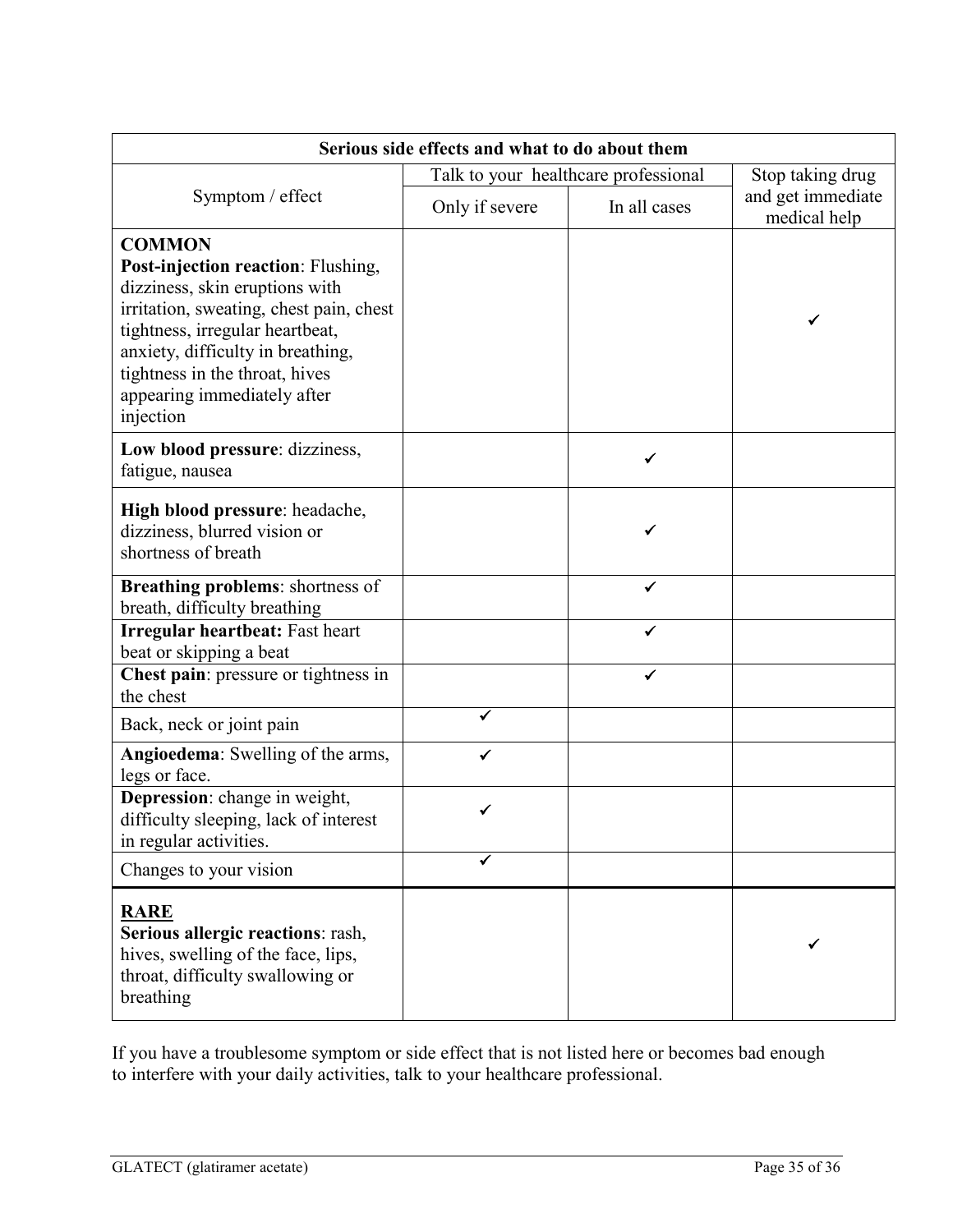| Serious side effects and what to do about them | | | |
|---|---|---|---|
| Symptom / effect | Talk to your healthcare professional | | Stop taking drug and get immediate medical help |
| | Only if severe | In all cases | |
| **COMMON**<br>**Post-injection reaction**: Flushing, dizziness, skin eruptions with irritation, sweating, chest pain, chest tightness, irregular heartbeat, anxiety, difficulty in breathing, tightness in the throat, hives appearing immediately after injection | | | ✓ |
| **Low blood pressure**: dizziness, fatigue, nausea | | ✓ | |
| **High blood pressure**: headache, dizziness, blurred vision or shortness of breath | | ✓ | |
| **Breathing problems**: shortness of breath, difficulty breathing | | ✓ | |
| **Irregular heartbeat:** Fast heart beat or skipping a beat | | ✓ | |
| **Chest pain**: pressure or tightness in the chest | | ✓ | |
| Back, neck or joint pain | ✓ | | |
| **Angioedema**: Swelling of the arms, legs or face. | ✓ | | |
| **Depression**: change in weight, difficulty sleeping, lack of interest in regular activities. | ✓ | | |
| Changes to your vision | ✓ | | |
| **RARE**<br>**Serious allergic reactions**: rash, hives, swelling of the face, lips, throat, difficulty swallowing or breathing | | | ✓ |

If you have a troublesome symptom or side effect that is not listed here or becomes bad enough to interfere with your daily activities, talk to your healthcare professional.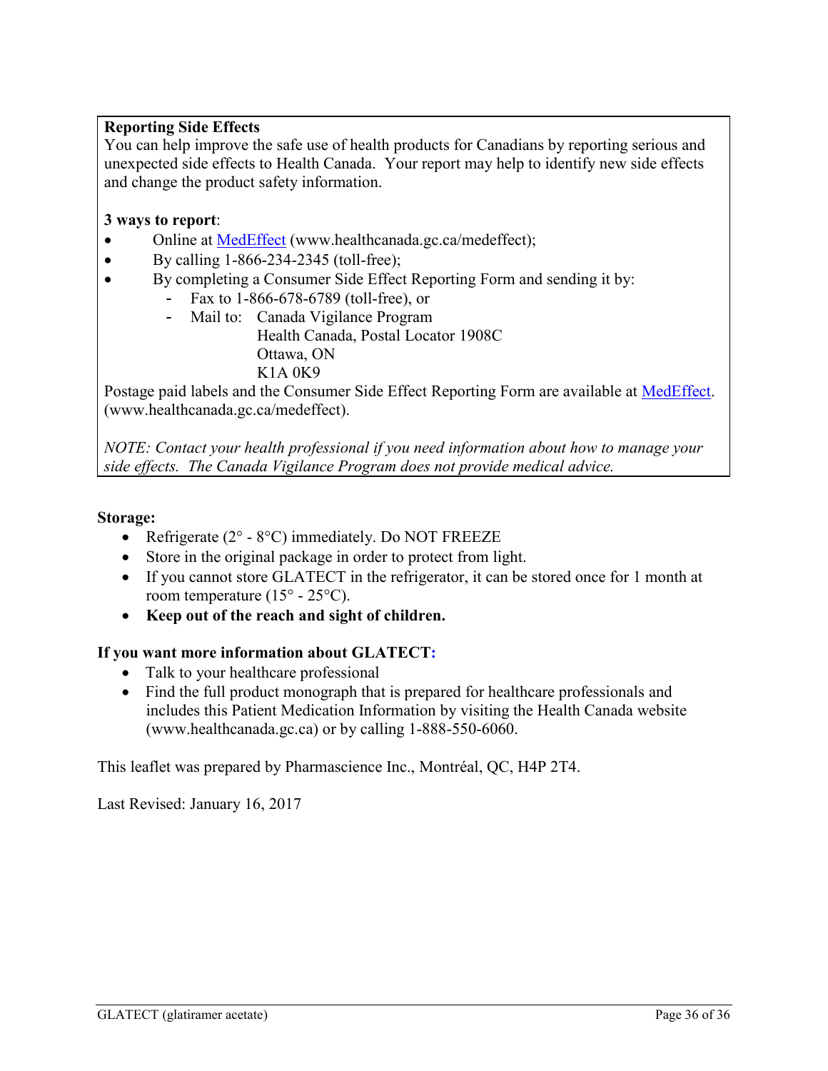**Reporting Side Effects**

You can help improve the safe use of health products for Canadians by reporting serious and unexpected side effects to Health Canada. Your report may help to identify new side effects and change the product safety information.

**3 ways to report**:

- Online at [MedEffect](www.healthcanada.gc.ca/medeffect) (www.healthcanada.gc.ca/medeffect);
- By calling 1-866-234-2345 (toll-free);
- By completing a Consumer Side Effect Reporting Form and sending it by:
  - Fax to 1-866-678-6789 (toll-free), or
  - Mail to: Canada Vigilance Program
    Health Canada, Postal Locator 1908C
    Ottawa, ON
    K1A 0K9

Postage paid labels and the Consumer Side Effect Reporting Form are available at [MedEffect](www.healthcanada.gc.ca/medeffect). (www.healthcanada.gc.ca/medeffect).

*NOTE: Contact your health professional if you need information about how to manage your side effects. The Canada Vigilance Program does not provide medical advice.*

**Storage:**

- Refrigerate (2° - 8°C) immediately. Do NOT FREEZE
- Store in the original package in order to protect from light.
- If you cannot store GLATECT in the refrigerator, it can be stored once for 1 month at room temperature (15° - 25°C).
- **Keep out of the reach and sight of children.**

**If you want more information about GLATECT:**

- Talk to your healthcare professional
- Find the full product monograph that is prepared for healthcare professionals and includes this Patient Medication Information by visiting the Health Canada website (www.healthcanada.gc.ca) or by calling 1-888-550-6060.

This leaflet was prepared by Pharmascience Inc., Montréal, QC, H4P 2T4.

Last Revised: January 16, 2017